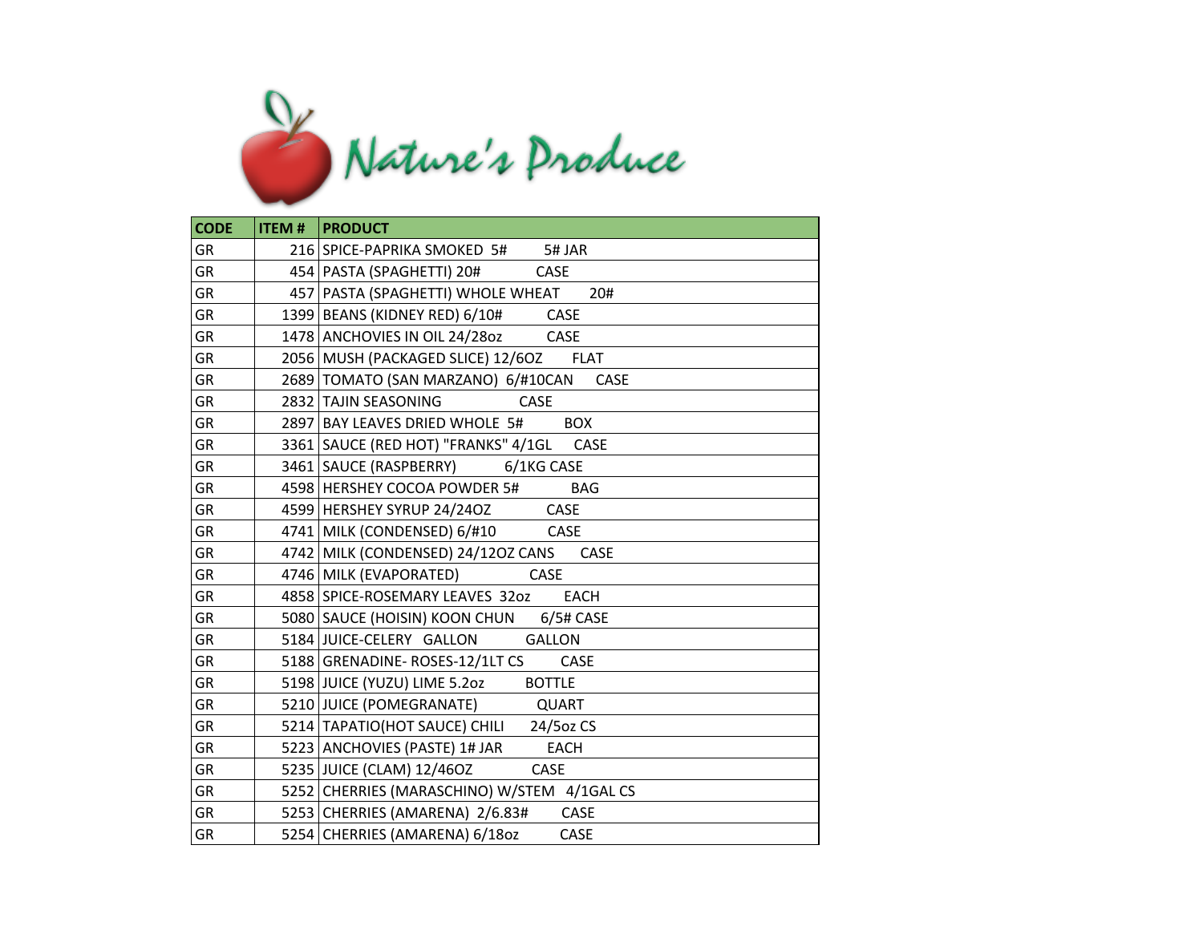# Nature's Produce

| CODE | ITEM # | PRODUCT |
|---|---|---|
| GR | 216 | SPICE-PAPRIKA SMOKED 5# 5# JAR |
| GR | 454 | PASTA (SPAGHETTI) 20# CASE |
| GR | 457 | PASTA (SPAGHETTI) WHOLE WHEAT 20# |
| GR | 1399 | BEANS (KIDNEY RED) 6/10# CASE |
| GR | 1478 | ANCHOVIES IN OIL 24/28oz CASE |
| GR | 2056 | MUSH (PACKAGED SLICE) 12/6OZ FLAT |
| GR | 2689 | TOMATO (SAN MARZANO) 6/#10CAN CASE |
| GR | 2832 | TAJIN SEASONING CASE |
| GR | 2897 | BAY LEAVES DRIED WHOLE 5# BOX |
| GR | 3361 | SAUCE (RED HOT) "FRANKS" 4/1GL CASE |
| GR | 3461 | SAUCE (RASPBERRY) 6/1KG CASE |
| GR | 4598 | HERSHEY COCOA POWDER 5# BAG |
| GR | 4599 | HERSHEY SYRUP 24/24OZ CASE |
| GR | 4741 | MILK (CONDENSED) 6/#10 CASE |
| GR | 4742 | MILK (CONDENSED) 24/12OZ CANS CASE |
| GR | 4746 | MILK (EVAPORATED) CASE |
| GR | 4858 | SPICE-ROSEMARY LEAVES 32oz EACH |
| GR | 5080 | SAUCE (HOISIN) KOON CHUN 6/5# CASE |
| GR | 5184 | JUICE-CELERY GALLON GALLON |
| GR | 5188 | GRENADINE- ROSES-12/1LT CS CASE |
| GR | 5198 | JUICE (YUZU) LIME 5.2oz BOTTLE |
| GR | 5210 | JUICE (POMEGRANATE) QUART |
| GR | 5214 | TAPATIO(HOT SAUCE) CHILI 24/5oz CS |
| GR | 5223 | ANCHOVIES (PASTE) 1# JAR EACH |
| GR | 5235 | JUICE (CLAM) 12/46OZ CASE |
| GR | 5252 | CHERRIES (MARASCHINO) W/STEM 4/1GAL CS |
| GR | 5253 | CHERRIES (AMARENA) 2/6.83# CASE |
| GR | 5254 | CHERRIES (AMARENA) 6/18oz CASE |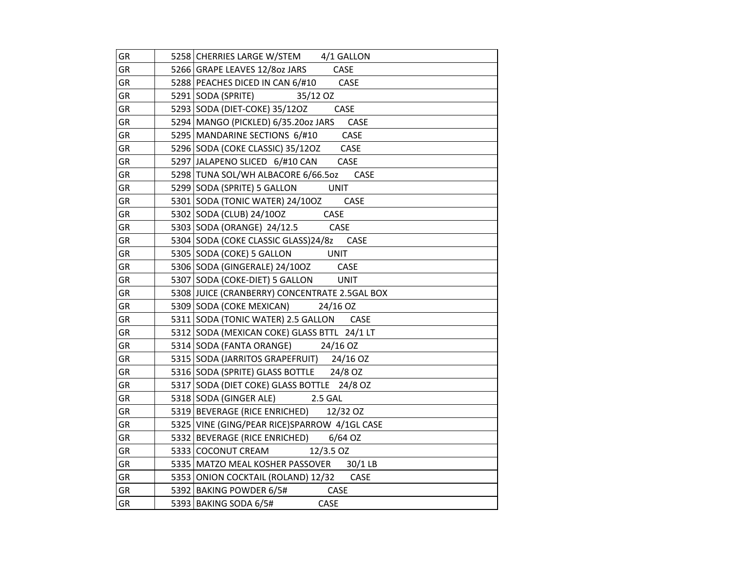| GR | 5258 | CHERRIES LARGE W/STEM 4/1 GALLON |
|---|---|---|
| GR | 5266 | GRAPE LEAVES 12/8oz JARS CASE |
| GR | 5288 | PEACHES DICED IN CAN 6/#10 CASE |
| GR | 5291 | SODA (SPRITE) 35/12 OZ |
| GR | 5293 | SODA (DIET-COKE) 35/12OZ CASE |
| GR | 5294 | MANGO (PICKLED) 6/35.20oz JARS CASE |
| GR | 5295 | MANDARINE SECTIONS 6/#10 CASE |
| GR | 5296 | SODA (COKE CLASSIC) 35/12OZ CASE |
| GR | 5297 | JALAPENO SLICED 6/#10 CAN CASE |
| GR | 5298 | TUNA SOL/WH ALBACORE 6/66.5oz CASE |
| GR | 5299 | SODA (SPRITE) 5 GALLON UNIT |
| GR | 5301 | SODA (TONIC WATER) 24/10OZ CASE |
| GR | 5302 | SODA (CLUB) 24/10OZ CASE |
| GR | 5303 | SODA (ORANGE) 24/12.5 CASE |
| GR | 5304 | SODA (COKE CLASSIC GLASS)24/8z CASE |
| GR | 5305 | SODA (COKE) 5 GALLON UNIT |
| GR | 5306 | SODA (GINGERALE) 24/10OZ CASE |
| GR | 5307 | SODA (COKE-DIET) 5 GALLON UNIT |
| GR | 5308 | JUICE (CRANBERRY) CONCENTRATE 2.5GAL BOX |
| GR | 5309 | SODA (COKE MEXICAN) 24/16 OZ |
| GR | 5311 | SODA (TONIC WATER) 2.5 GALLON CASE |
| GR | 5312 | SODA (MEXICAN COKE) GLASS BTTL 24/1 LT |
| GR | 5314 | SODA (FANTA ORANGE) 24/16 OZ |
| GR | 5315 | SODA (JARRITOS GRAPEFRUIT) 24/16 OZ |
| GR | 5316 | SODA (SPRITE) GLASS BOTTLE 24/8 OZ |
| GR | 5317 | SODA (DIET COKE) GLASS BOTTLE 24/8 OZ |
| GR | 5318 | SODA (GINGER ALE) 2.5 GAL |
| GR | 5319 | BEVERAGE (RICE ENRICHED) 12/32 OZ |
| GR | 5325 | VINE (GING/PEAR RICE)SPARROW 4/1GL CASE |
| GR | 5332 | BEVERAGE (RICE ENRICHED) 6/64 OZ |
| GR | 5333 | COCONUT CREAM 12/3.5 OZ |
| GR | 5335 | MATZO MEAL KOSHER PASSOVER 30/1 LB |
| GR | 5353 | ONION COCKTAIL (ROLAND) 12/32 CASE |
| GR | 5392 | BAKING POWDER 6/5# CASE |
| GR | 5393 | BAKING SODA 6/5# CASE |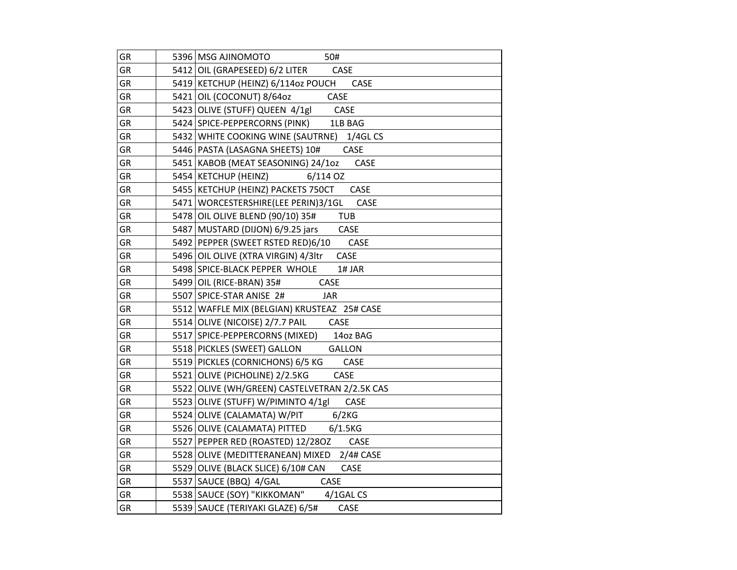| | | |
|---|---|---|
| GR | 5396 | MSG AJINOMOTO 50# |
| GR | 5412 | OIL (GRAPESEED) 6/2 LITER CASE |
| GR | 5419 | KETCHUP (HEINZ) 6/114oz POUCH CASE |
| GR | 5421 | OIL (COCONUT) 8/64oz CASE |
| GR | 5423 | OLIVE (STUFF) QUEEN 4/1gl CASE |
| GR | 5424 | SPICE-PEPPERCORNS (PINK) 1LB BAG |
| GR | 5432 | WHITE COOKING WINE (SAUTRNE) 1/4GL CS |
| GR | 5446 | PASTA (LASAGNA SHEETS) 10# CASE |
| GR | 5451 | KABOB (MEAT SEASONING) 24/1oz CASE |
| GR | 5454 | KETCHUP (HEINZ) 6/114 OZ |
| GR | 5455 | KETCHUP (HEINZ) PACKETS 750CT CASE |
| GR | 5471 | WORCESTERSHIRE(LEE PERIN)3/1GL CASE |
| GR | 5478 | OIL OLIVE BLEND (90/10) 35# TUB |
| GR | 5487 | MUSTARD (DIJON) 6/9.25 jars CASE |
| GR | 5492 | PEPPER (SWEET RSTED RED)6/10 CASE |
| GR | 5496 | OIL OLIVE (XTRA VIRGIN) 4/3ltr CASE |
| GR | 5498 | SPICE-BLACK PEPPER WHOLE 1# JAR |
| GR | 5499 | OIL (RICE-BRAN) 35# CASE |
| GR | 5507 | SPICE-STAR ANISE 2# JAR |
| GR | 5512 | WAFFLE MIX (BELGIAN) KRUSTEAZ 25# CASE |
| GR | 5514 | OLIVE (NICOISE) 2/7.7 PAIL CASE |
| GR | 5517 | SPICE-PEPPERCORNS (MIXED) 14oz BAG |
| GR | 5518 | PICKLES (SWEET) GALLON GALLON |
| GR | 5519 | PICKLES (CORNICHONS) 6/5 KG CASE |
| GR | 5521 | OLIVE (PICHOLINE) 2/2.5KG CASE |
| GR | 5522 | OLIVE (WH/GREEN) CASTELVETRAN 2/2.5K CAS |
| GR | 5523 | OLIVE (STUFF) W/PIMINTO 4/1gl CASE |
| GR | 5524 | OLIVE (CALAMATA) W/PIT 6/2KG |
| GR | 5526 | OLIVE (CALAMATA) PITTED 6/1.5KG |
| GR | 5527 | PEPPER RED (ROASTED) 12/28OZ CASE |
| GR | 5528 | OLIVE (MEDITTERANEAN) MIXED 2/4# CASE |
| GR | 5529 | OLIVE (BLACK SLICE) 6/10# CAN CASE |
| GR | 5537 | SAUCE (BBQ) 4/GAL CASE |
| GR | 5538 | SAUCE (SOY) "KIKKOMAN" 4/1GAL CS |
| GR | 5539 | SAUCE (TERIYAKI GLAZE) 6/5# CASE |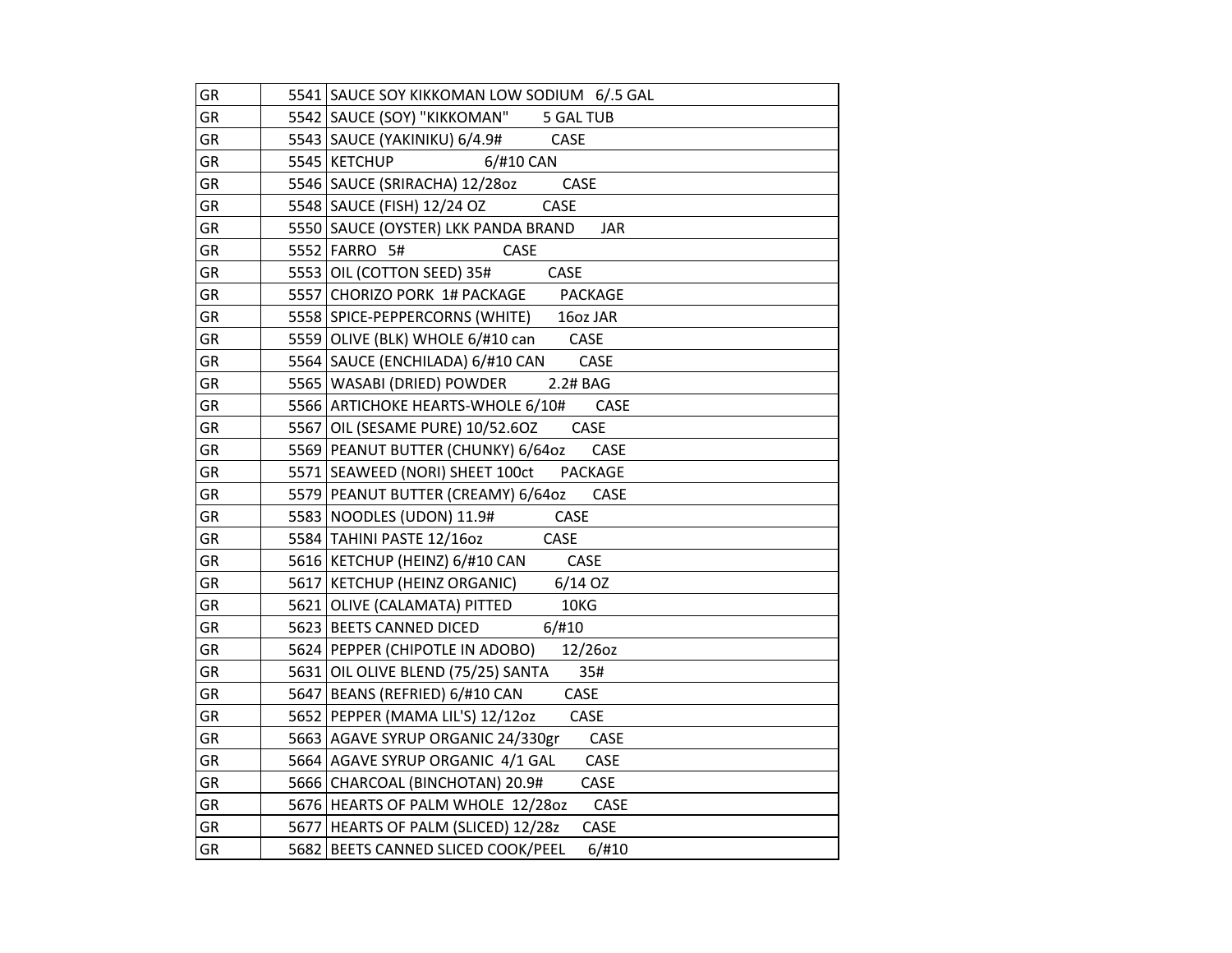| | | |
|---|---|---|
| GR | 5541 | SAUCE SOY KIKKOMAN LOW SODIUM 6/.5 GAL |
| GR | 5542 | SAUCE (SOY) "KIKKOMAN" 5 GAL TUB |
| GR | 5543 | SAUCE (YAKINIKU) 6/4.9# CASE |
| GR | 5545 | KETCHUP 6/#10 CAN |
| GR | 5546 | SAUCE (SRIRACHA) 12/28oz CASE |
| GR | 5548 | SAUCE (FISH) 12/24 OZ CASE |
| GR | 5550 | SAUCE (OYSTER) LKK PANDA BRAND JAR |
| GR | 5552 | FARRO 5# CASE |
| GR | 5553 | OIL (COTTON SEED) 35# CASE |
| GR | 5557 | CHORIZO PORK 1# PACKAGE PACKAGE |
| GR | 5558 | SPICE-PEPPERCORNS (WHITE) 16oz JAR |
| GR | 5559 | OLIVE (BLK) WHOLE 6/#10 can CASE |
| GR | 5564 | SAUCE (ENCHILADA) 6/#10 CAN CASE |
| GR | 5565 | WASABI (DRIED) POWDER 2.2# BAG |
| GR | 5566 | ARTICHOKE HEARTS-WHOLE 6/10# CASE |
| GR | 5567 | OIL (SESAME PURE) 10/52.6OZ CASE |
| GR | 5569 | PEANUT BUTTER (CHUNKY) 6/64oz CASE |
| GR | 5571 | SEAWEED (NORI) SHEET 100ct PACKAGE |
| GR | 5579 | PEANUT BUTTER (CREAMY) 6/64oz CASE |
| GR | 5583 | NOODLES (UDON) 11.9# CASE |
| GR | 5584 | TAHINI PASTE 12/16oz CASE |
| GR | 5616 | KETCHUP (HEINZ) 6/#10 CAN CASE |
| GR | 5617 | KETCHUP (HEINZ ORGANIC) 6/14 OZ |
| GR | 5621 | OLIVE (CALAMATA) PITTED 10KG |
| GR | 5623 | BEETS CANNED DICED 6/#10 |
| GR | 5624 | PEPPER (CHIPOTLE IN ADOBO) 12/26oz |
| GR | 5631 | OIL OLIVE BLEND (75/25) SANTA 35# |
| GR | 5647 | BEANS (REFRIED) 6/#10 CAN CASE |
| GR | 5652 | PEPPER (MAMA LIL'S) 12/12oz CASE |
| GR | 5663 | AGAVE SYRUP ORGANIC 24/330gr CASE |
| GR | 5664 | AGAVE SYRUP ORGANIC 4/1 GAL CASE |
| GR | 5666 | CHARCOAL (BINCHOTAN) 20.9# CASE |
| GR | 5676 | HEARTS OF PALM WHOLE 12/28oz CASE |
| GR | 5677 | HEARTS OF PALM (SLICED) 12/28z CASE |
| GR | 5682 | BEETS CANNED SLICED COOK/PEEL 6/#10 |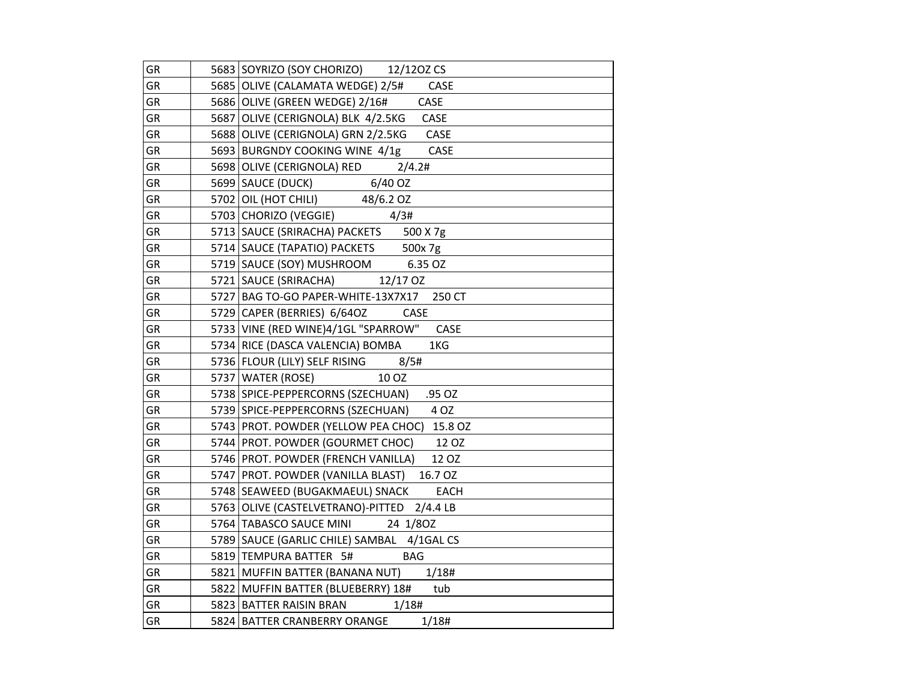| | | |
|---|---|---|
| GR | 5683 | SOYRIZO (SOY CHORIZO) 12/12OZ CS |
| GR | 5685 | OLIVE (CALAMATA WEDGE) 2/5# CASE |
| GR | 5686 | OLIVE (GREEN WEDGE) 2/16# CASE |
| GR | 5687 | OLIVE (CERIGNOLA) BLK 4/2.5KG CASE |
| GR | 5688 | OLIVE (CERIGNOLA) GRN 2/2.5KG CASE |
| GR | 5693 | BURGNDY COOKING WINE 4/1g CASE |
| GR | 5698 | OLIVE (CERIGNOLA) RED 2/4.2# |
| GR | 5699 | SAUCE (DUCK) 6/40 OZ |
| GR | 5702 | OIL (HOT CHILI) 48/6.2 OZ |
| GR | 5703 | CHORIZO (VEGGIE) 4/3# |
| GR | 5713 | SAUCE (SRIRACHA) PACKETS 500 X 7g |
| GR | 5714 | SAUCE (TAPATIO) PACKETS 500x 7g |
| GR | 5719 | SAUCE (SOY) MUSHROOM 6.35 OZ |
| GR | 5721 | SAUCE (SRIRACHA) 12/17 OZ |
| GR | 5727 | BAG TO-GO PAPER-WHITE-13X7X17 250 CT |
| GR | 5729 | CAPER (BERRIES) 6/64OZ CASE |
| GR | 5733 | VINE (RED WINE)4/1GL "SPARROW" CASE |
| GR | 5734 | RICE (DASCA VALENCIA) BOMBA 1KG |
| GR | 5736 | FLOUR (LILY) SELF RISING 8/5# |
| GR | 5737 | WATER (ROSE) 10 OZ |
| GR | 5738 | SPICE-PEPPERCORNS (SZECHUAN) .95 OZ |
| GR | 5739 | SPICE-PEPPERCORNS (SZECHUAN) 4 OZ |
| GR | 5743 | PROT. POWDER (YELLOW PEA CHOC) 15.8 OZ |
| GR | 5744 | PROT. POWDER (GOURMET CHOC) 12 OZ |
| GR | 5746 | PROT. POWDER (FRENCH VANILLA) 12 OZ |
| GR | 5747 | PROT. POWDER (VANILLA BLAST) 16.7 OZ |
| GR | 5748 | SEAWEED (BUGAKMAEUL) SNACK EACH |
| GR | 5763 | OLIVE (CASTELVETRANO)-PITTED 2/4.4 LB |
| GR | 5764 | TABASCO SAUCE MINI 24 1/8OZ |
| GR | 5789 | SAUCE (GARLIC CHILE) SAMBAL 4/1GAL CS |
| GR | 5819 | TEMPURA BATTER 5# BAG |
| GR | 5821 | MUFFIN BATTER (BANANA NUT) 1/18# |
| GR | 5822 | MUFFIN BATTER (BLUEBERRY) 18# tub |
| GR | 5823 | BATTER RAISIN BRAN 1/18# |
| GR | 5824 | BATTER CRANBERRY ORANGE 1/18# |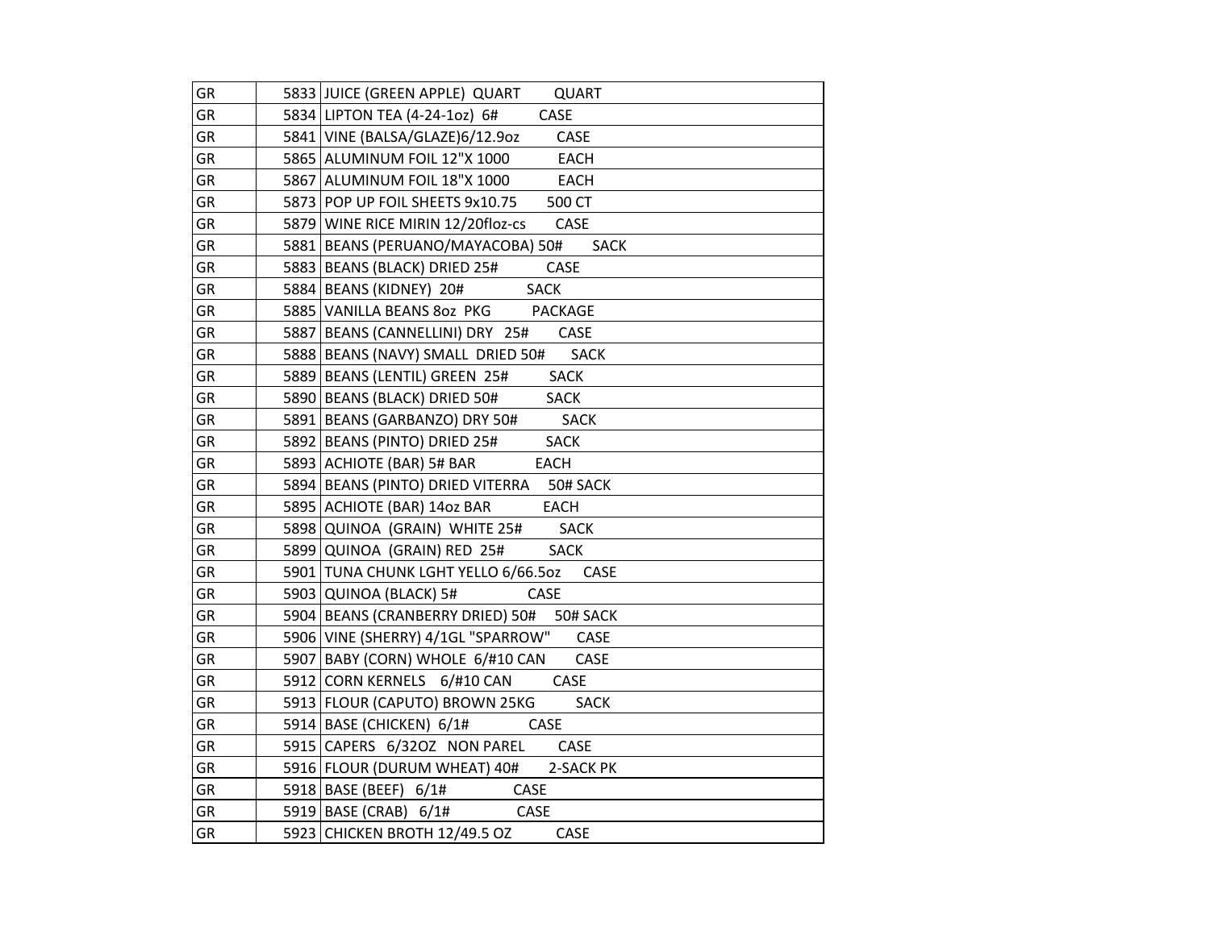| GR | 5833 | JUICE (GREEN APPLE) QUART QUART |
|---|---|---|
| GR | 5834 | LIPTON TEA (4-24-1oz) 6# CASE |
| GR | 5841 | VINE (BALSA/GLAZE)6/12.9oz CASE |
| GR | 5865 | ALUMINUM FOIL 12"X 1000 EACH |
| GR | 5867 | ALUMINUM FOIL 18"X 1000 EACH |
| GR | 5873 | POP UP FOIL SHEETS 9x10.75 500 CT |
| GR | 5879 | WINE RICE MIRIN 12/20floz-cs CASE |
| GR | 5881 | BEANS (PERUANO/MAYACOBA) 50# SACK |
| GR | 5883 | BEANS (BLACK) DRIED 25# CASE |
| GR | 5884 | BEANS (KIDNEY) 20# SACK |
| GR | 5885 | VANILLA BEANS 8oz PKG PACKAGE |
| GR | 5887 | BEANS (CANNELLINI) DRY 25# CASE |
| GR | 5888 | BEANS (NAVY) SMALL DRIED 50# SACK |
| GR | 5889 | BEANS (LENTIL) GREEN 25# SACK |
| GR | 5890 | BEANS (BLACK) DRIED 50# SACK |
| GR | 5891 | BEANS (GARBANZO) DRY 50# SACK |
| GR | 5892 | BEANS (PINTO) DRIED 25# SACK |
| GR | 5893 | ACHIOTE (BAR) 5# BAR EACH |
| GR | 5894 | BEANS (PINTO) DRIED VITERRA 50# SACK |
| GR | 5895 | ACHIOTE (BAR) 14oz BAR EACH |
| GR | 5898 | QUINOA (GRAIN) WHITE 25# SACK |
| GR | 5899 | QUINOA (GRAIN) RED 25# SACK |
| GR | 5901 | TUNA CHUNK LGHT YELLO 6/66.5oz CASE |
| GR | 5903 | QUINOA (BLACK) 5# CASE |
| GR | 5904 | BEANS (CRANBERRY DRIED) 50# 50# SACK |
| GR | 5906 | VINE (SHERRY) 4/1GL "SPARROW" CASE |
| GR | 5907 | BABY (CORN) WHOLE 6/#10 CAN CASE |
| GR | 5912 | CORN KERNELS 6/#10 CAN CASE |
| GR | 5913 | FLOUR (CAPUTO) BROWN 25KG SACK |
| GR | 5914 | BASE (CHICKEN) 6/1# CASE |
| GR | 5915 | CAPERS 6/32OZ NON PAREL CASE |
| GR | 5916 | FLOUR (DURUM WHEAT) 40# 2-SACK PK |
| GR | 5918 | BASE (BEEF) 6/1# CASE |
| GR | 5919 | BASE (CRAB) 6/1# CASE |
| GR | 5923 | CHICKEN BROTH 12/49.5 OZ CASE |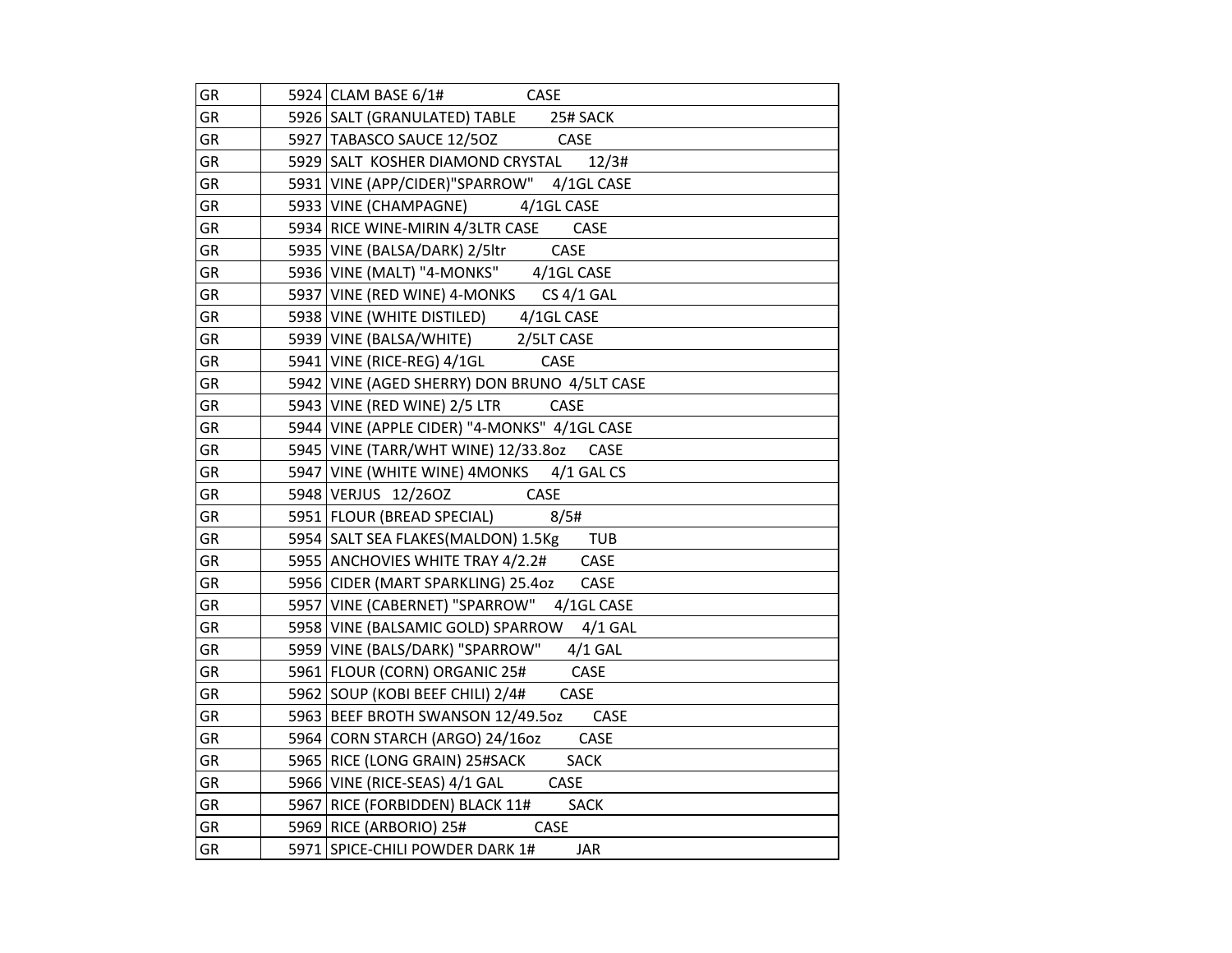| | | |
|---|---|---|
| GR | 5924 | CLAM BASE 6/1# CASE |
| GR | 5926 | SALT (GRANULATED) TABLE 25# SACK |
| GR | 5927 | TABASCO SAUCE 12/5OZ CASE |
| GR | 5929 | SALT KOSHER DIAMOND CRYSTAL 12/3# |
| GR | 5931 | VINE (APP/CIDER)"SPARROW" 4/1GL CASE |
| GR | 5933 | VINE (CHAMPAGNE) 4/1GL CASE |
| GR | 5934 | RICE WINE-MIRIN 4/3LTR CASE CASE |
| GR | 5935 | VINE (BALSA/DARK) 2/5ltr CASE |
| GR | 5936 | VINE (MALT) "4-MONKS" 4/1GL CASE |
| GR | 5937 | VINE (RED WINE) 4-MONKS CS 4/1 GAL |
| GR | 5938 | VINE (WHITE DISTILED) 4/1GL CASE |
| GR | 5939 | VINE (BALSA/WHITE) 2/5LT CASE |
| GR | 5941 | VINE (RICE-REG) 4/1GL CASE |
| GR | 5942 | VINE (AGED SHERRY) DON BRUNO 4/5LT CASE |
| GR | 5943 | VINE (RED WINE) 2/5 LTR CASE |
| GR | 5944 | VINE (APPLE CIDER) "4-MONKS" 4/1GL CASE |
| GR | 5945 | VINE (TARR/WHT WINE) 12/33.8oz CASE |
| GR | 5947 | VINE (WHITE WINE) 4MONKS 4/1 GAL CS |
| GR | 5948 | VERJUS 12/26OZ CASE |
| GR | 5951 | FLOUR (BREAD SPECIAL) 8/5# |
| GR | 5954 | SALT SEA FLAKES(MALDON) 1.5Kg TUB |
| GR | 5955 | ANCHOVIES WHITE TRAY 4/2.2# CASE |
| GR | 5956 | CIDER (MART SPARKLING) 25.4oz CASE |
| GR | 5957 | VINE (CABERNET) "SPARROW" 4/1GL CASE |
| GR | 5958 | VINE (BALSAMIC GOLD) SPARROW 4/1 GAL |
| GR | 5959 | VINE (BALS/DARK) "SPARROW" 4/1 GAL |
| GR | 5961 | FLOUR (CORN) ORGANIC 25# CASE |
| GR | 5962 | SOUP (KOBI BEEF CHILI) 2/4# CASE |
| GR | 5963 | BEEF BROTH SWANSON 12/49.5oz CASE |
| GR | 5964 | CORN STARCH (ARGO) 24/16oz CASE |
| GR | 5965 | RICE (LONG GRAIN) 25#SACK SACK |
| GR | 5966 | VINE (RICE-SEAS) 4/1 GAL CASE |
| GR | 5967 | RICE (FORBIDDEN) BLACK 11# SACK |
| GR | 5969 | RICE (ARBORIO) 25# CASE |
| GR | 5971 | SPICE-CHILI POWDER DARK 1# JAR |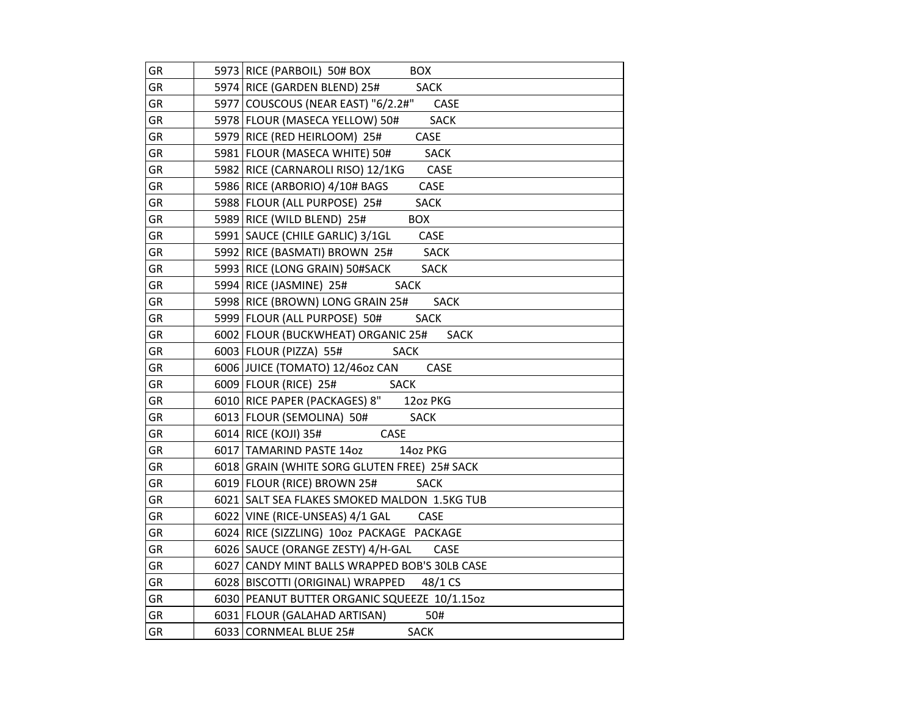| GR | 5973 | RICE (PARBOIL) 50# BOX BOX |
|---|---|---|
| GR | 5974 | RICE (GARDEN BLEND) 25# SACK |
| GR | 5977 | COUSCOUS (NEAR EAST) "6/2.2#" CASE |
| GR | 5978 | FLOUR (MASECA YELLOW) 50# SACK |
| GR | 5979 | RICE (RED HEIRLOOM) 25# CASE |
| GR | 5981 | FLOUR (MASECA WHITE) 50# SACK |
| GR | 5982 | RICE (CARNAROLI RISO) 12/1KG CASE |
| GR | 5986 | RICE (ARBORIO) 4/10# BAGS CASE |
| GR | 5988 | FLOUR (ALL PURPOSE) 25# SACK |
| GR | 5989 | RICE (WILD BLEND) 25# BOX |
| GR | 5991 | SAUCE (CHILE GARLIC) 3/1GL CASE |
| GR | 5992 | RICE (BASMATI) BROWN 25# SACK |
| GR | 5993 | RICE (LONG GRAIN) 50#SACK SACK |
| GR | 5994 | RICE (JASMINE) 25# SACK |
| GR | 5998 | RICE (BROWN) LONG GRAIN 25# SACK |
| GR | 5999 | FLOUR (ALL PURPOSE) 50# SACK |
| GR | 6002 | FLOUR (BUCKWHEAT) ORGANIC 25# SACK |
| GR | 6003 | FLOUR (PIZZA) 55# SACK |
| GR | 6006 | JUICE (TOMATO) 12/46oz CAN CASE |
| GR | 6009 | FLOUR (RICE) 25# SACK |
| GR | 6010 | RICE PAPER (PACKAGES) 8" 12oz PKG |
| GR | 6013 | FLOUR (SEMOLINA) 50# SACK |
| GR | 6014 | RICE (KOJI) 35# CASE |
| GR | 6017 | TAMARIND PASTE 14oz 14oz PKG |
| GR | 6018 | GRAIN (WHITE SORG GLUTEN FREE) 25# SACK |
| GR | 6019 | FLOUR (RICE) BROWN 25# SACK |
| GR | 6021 | SALT SEA FLAKES SMOKED MALDON 1.5KG TUB |
| GR | 6022 | VINE (RICE-UNSEAS) 4/1 GAL CASE |
| GR | 6024 | RICE (SIZZLING) 10oz PACKAGE PACKAGE |
| GR | 6026 | SAUCE (ORANGE ZESTY) 4/H-GAL CASE |
| GR | 6027 | CANDY MINT BALLS WRAPPED BOB'S 30LB CASE |
| GR | 6028 | BISCOTTI (ORIGINAL) WRAPPED 48/1 CS |
| GR | 6030 | PEANUT BUTTER ORGANIC SQUEEZE 10/1.15oz |
| GR | 6031 | FLOUR (GALAHAD ARTISAN) 50# |
| GR | 6033 | CORNMEAL BLUE 25# SACK |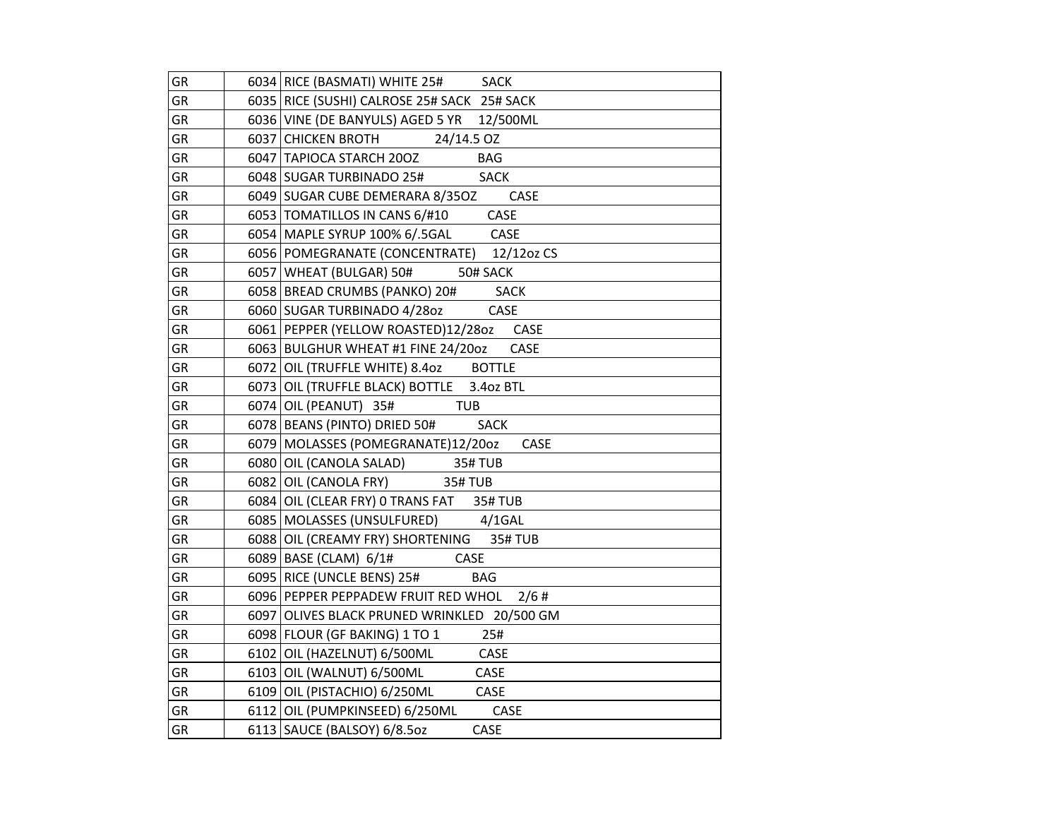| | | |
|---|---|---|
| GR | 6034 | RICE (BASMATI) WHITE 25# SACK |
| GR | 6035 | RICE (SUSHI) CALROSE 25# SACK 25# SACK |
| GR | 6036 | VINE (DE BANYULS) AGED 5 YR 12/500ML |
| GR | 6037 | CHICKEN BROTH 24/14.5 OZ |
| GR | 6047 | TAPIOCA STARCH 20OZ BAG |
| GR | 6048 | SUGAR TURBINADO 25# SACK |
| GR | 6049 | SUGAR CUBE DEMERARA 8/35OZ CASE |
| GR | 6053 | TOMATILLOS IN CANS 6/#10 CASE |
| GR | 6054 | MAPLE SYRUP 100% 6/.5GAL CASE |
| GR | 6056 | POMEGRANATE (CONCENTRATE) 12/12oz CS |
| GR | 6057 | WHEAT (BULGAR) 50# 50# SACK |
| GR | 6058 | BREAD CRUMBS (PANKO) 20# SACK |
| GR | 6060 | SUGAR TURBINADO 4/28oz CASE |
| GR | 6061 | PEPPER (YELLOW ROASTED)12/28oz CASE |
| GR | 6063 | BULGHUR WHEAT #1 FINE 24/20oz CASE |
| GR | 6072 | OIL (TRUFFLE WHITE) 8.4oz BOTTLE |
| GR | 6073 | OIL (TRUFFLE BLACK) BOTTLE 3.4oz BTL |
| GR | 6074 | OIL (PEANUT) 35# TUB |
| GR | 6078 | BEANS (PINTO) DRIED 50# SACK |
| GR | 6079 | MOLASSES (POMEGRANATE)12/20oz CASE |
| GR | 6080 | OIL (CANOLA SALAD) 35# TUB |
| GR | 6082 | OIL (CANOLA FRY) 35# TUB |
| GR | 6084 | OIL (CLEAR FRY) 0 TRANS FAT 35# TUB |
| GR | 6085 | MOLASSES (UNSULFURED) 4/1GAL |
| GR | 6088 | OIL (CREAMY FRY) SHORTENING 35# TUB |
| GR | 6089 | BASE (CLAM) 6/1# CASE |
| GR | 6095 | RICE (UNCLE BENS) 25# BAG |
| GR | 6096 | PEPPER PEPPADEW FRUIT RED WHOL 2/6 # |
| GR | 6097 | OLIVES BLACK PRUNED WRINKLED 20/500 GM |
| GR | 6098 | FLOUR (GF BAKING) 1 TO 1 25# |
| GR | 6102 | OIL (HAZELNUT) 6/500ML CASE |
| GR | 6103 | OIL (WALNUT) 6/500ML CASE |
| GR | 6109 | OIL (PISTACHIO) 6/250ML CASE |
| GR | 6112 | OIL (PUMPKINSEED) 6/250ML CASE |
| GR | 6113 | SAUCE (BALSOY) 6/8.5oz CASE |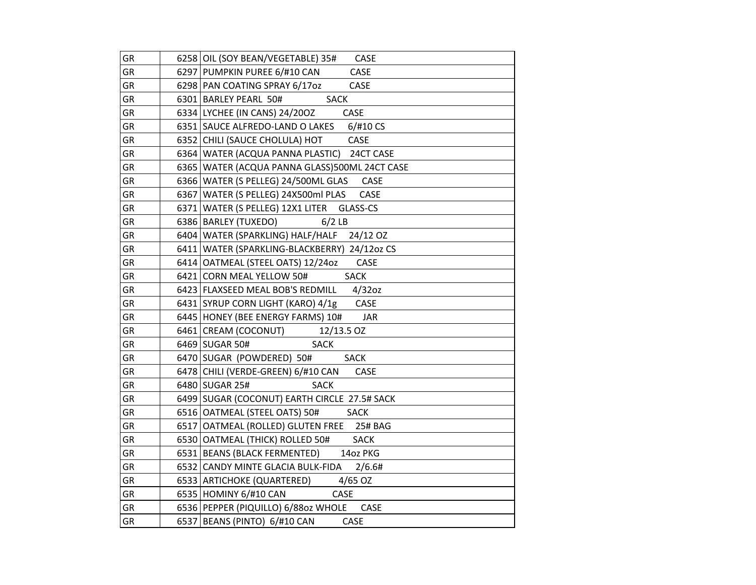| | | |
|---|---|---|
| GR | 6258 | OIL (SOY BEAN/VEGETABLE) 35#        CASE |
| GR | 6297 | PUMPKIN PUREE 6/#10 CAN           CASE |
| GR | 6298 | PAN COATING SPRAY 6/17oz           CASE |
| GR | 6301 | BARLEY PEARL  50#                SACK |
| GR | 6334 | LYCHEE (IN CANS) 24/20OZ           CASE |
| GR | 6351 | SAUCE ALFREDO-LAND O LAKES      6/#10 CS |
| GR | 6352 | CHILI (SAUCE CHOLULA) HOT          CASE |
| GR | 6364 | WATER (ACQUA PANNA PLASTIC)    24CT CASE |
| GR | 6365 | WATER (ACQUA PANNA GLASS)500ML 24CT CASE |
| GR | 6366 | WATER (S PELLEG) 24/500ML GLAS      CASE |
| GR | 6367 | WATER (S PELLEG) 24X500ml PLAS      CASE |
| GR | 6371 | WATER (S PELLEG) 12X1 LITER    GLASS-CS |
| GR | 6386 | BARLEY (TUXEDO)                6/2 LB |
| GR | 6404 | WATER (SPARKLING) HALF/HALF    24/12 OZ |
| GR | 6411 | WATER (SPARKLING-BLACKBERRY)  24/12oz CS |
| GR | 6414 | OATMEAL (STEEL OATS) 12/24oz        CASE |
| GR | 6421 | CORN MEAL YELLOW 50#              SACK |
| GR | 6423 | FLAXSEED MEAL BOB'S REDMILL       4/32oz |
| GR | 6431 | SYRUP CORN LIGHT (KARO) 4/1g        CASE |
| GR | 6445 | HONEY (BEE ENERGY FARMS) 10#        JAR |
| GR | 6461 | CREAM (COCONUT)              12/13.5 OZ |
| GR | 6469 | SUGAR 50#                        SACK |
| GR | 6470 | SUGAR  (POWDERED)  50#            SACK |
| GR | 6478 | CHILI (VERDE-GREEN) 6/#10 CAN       CASE |
| GR | 6480 | SUGAR 25#                        SACK |
| GR | 6499 | SUGAR (COCONUT) EARTH CIRCLE  27.5# SACK |
| GR | 6516 | OATMEAL (STEEL OATS) 50#           SACK |
| GR | 6517 | OATMEAL (ROLLED) GLUTEN FREE     25# BAG |
| GR | 6530 | OATMEAL (THICK) ROLLED 50#         SACK |
| GR | 6531 | BEANS (BLACK FERMENTED)         14oz PKG |
| GR | 6532 | CANDY MINTE GLACIA BULK-FIDA      2/6.6# |
| GR | 6533 | ARTICHOKE (QUARTERED)           4/65 OZ |
| GR | 6535 | HOMINY 6/#10 CAN                  CASE |
| GR | 6536 | PEPPER (PIQUILLO) 6/88oz WHOLE      CASE |
| GR | 6537 | BEANS (PINTO)  6/#10 CAN           CASE |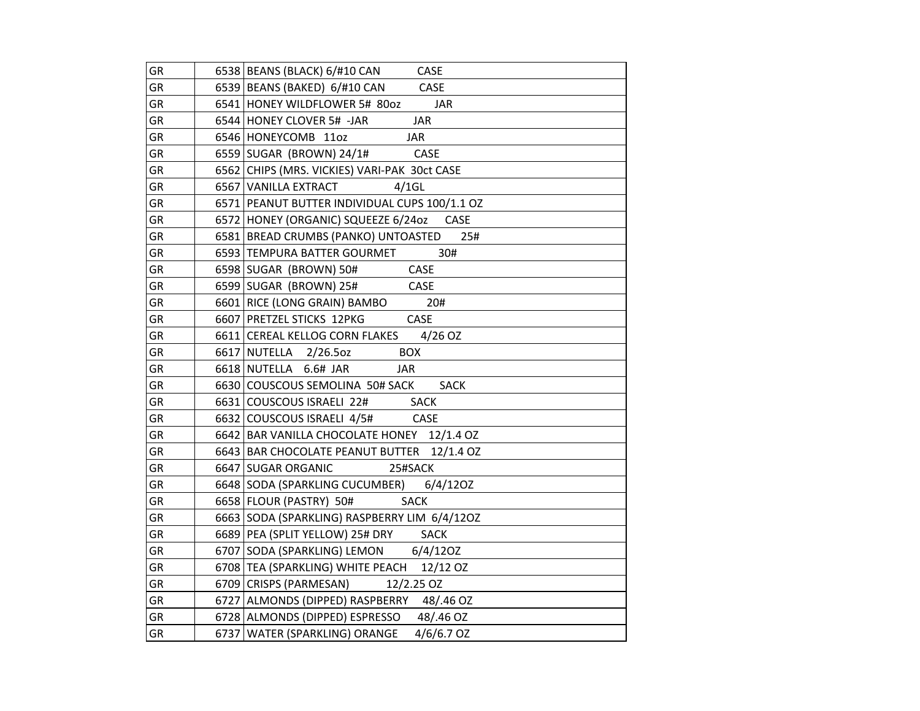| | | |
|---|---|---|
| GR | 6538 | BEANS (BLACK) 6/#10 CAN CASE |
| GR | 6539 | BEANS (BAKED) 6/#10 CAN CASE |
| GR | 6541 | HONEY WILDFLOWER 5# 80oz JAR |
| GR | 6544 | HONEY CLOVER 5# -JAR JAR |
| GR | 6546 | HONEYCOMB 11oz JAR |
| GR | 6559 | SUGAR (BROWN) 24/1# CASE |
| GR | 6562 | CHIPS (MRS. VICKIES) VARI-PAK 30ct CASE |
| GR | 6567 | VANILLA EXTRACT 4/1GL |
| GR | 6571 | PEANUT BUTTER INDIVIDUAL CUPS 100/1.1 OZ |
| GR | 6572 | HONEY (ORGANIC) SQUEEZE 6/24oz CASE |
| GR | 6581 | BREAD CRUMBS (PANKO) UNTOASTED 25# |
| GR | 6593 | TEMPURA BATTER GOURMET 30# |
| GR | 6598 | SUGAR (BROWN) 50# CASE |
| GR | 6599 | SUGAR (BROWN) 25# CASE |
| GR | 6601 | RICE (LONG GRAIN) BAMBO 20# |
| GR | 6607 | PRETZEL STICKS 12PKG CASE |
| GR | 6611 | CEREAL KELLOG CORN FLAKES 4/26 OZ |
| GR | 6617 | NUTELLA 2/26.5oz BOX |
| GR | 6618 | NUTELLA 6.6# JAR JAR |
| GR | 6630 | COUSCOUS SEMOLINA 50# SACK SACK |
| GR | 6631 | COUSCOUS ISRAELI 22# SACK |
| GR | 6632 | COUSCOUS ISRAELI 4/5# CASE |
| GR | 6642 | BAR VANILLA CHOCOLATE HONEY 12/1.4 OZ |
| GR | 6643 | BAR CHOCOLATE PEANUT BUTTER 12/1.4 OZ |
| GR | 6647 | SUGAR ORGANIC 25#SACK |
| GR | 6648 | SODA (SPARKLING CUCUMBER) 6/4/12OZ |
| GR | 6658 | FLOUR (PASTRY) 50# SACK |
| GR | 6663 | SODA (SPARKLING) RASPBERRY LIM 6/4/12OZ |
| GR | 6689 | PEA (SPLIT YELLOW) 25# DRY SACK |
| GR | 6707 | SODA (SPARKLING) LEMON 6/4/12OZ |
| GR | 6708 | TEA (SPARKLING) WHITE PEACH 12/12 OZ |
| GR | 6709 | CRISPS (PARMESAN) 12/2.25 OZ |
| GR | 6727 | ALMONDS (DIPPED) RASPBERRY 48/.46 OZ |
| GR | 6728 | ALMONDS (DIPPED) ESPRESSO 48/.46 OZ |
| GR | 6737 | WATER (SPARKLING) ORANGE 4/6/6.7 OZ |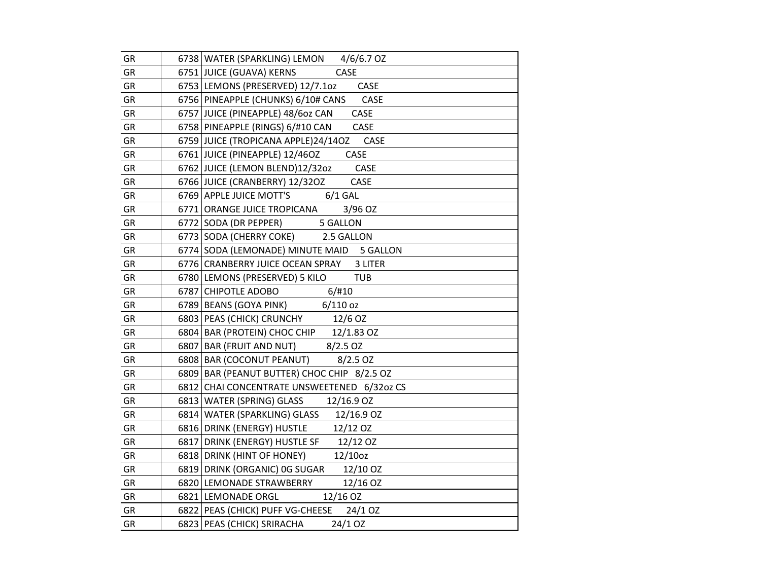| | | |
|---|---|---|
| GR | 6738 | WATER (SPARKLING) LEMON 4/6/6.7 OZ |
| GR | 6751 | JUICE (GUAVA) KERNS CASE |
| GR | 6753 | LEMONS (PRESERVED) 12/7.1oz CASE |
| GR | 6756 | PINEAPPLE (CHUNKS) 6/10# CANS CASE |
| GR | 6757 | JUICE (PINEAPPLE) 48/6oz CAN CASE |
| GR | 6758 | PINEAPPLE (RINGS) 6/#10 CAN CASE |
| GR | 6759 | JUICE (TROPICANA APPLE)24/14OZ CASE |
| GR | 6761 | JUICE (PINEAPPLE) 12/46OZ CASE |
| GR | 6762 | JUICE (LEMON BLEND)12/32oz CASE |
| GR | 6766 | JUICE (CRANBERRY) 12/32OZ CASE |
| GR | 6769 | APPLE JUICE MOTT'S 6/1 GAL |
| GR | 6771 | ORANGE JUICE TROPICANA 3/96 OZ |
| GR | 6772 | SODA (DR PEPPER) 5 GALLON |
| GR | 6773 | SODA (CHERRY COKE) 2.5 GALLON |
| GR | 6774 | SODA (LEMONADE) MINUTE MAID 5 GALLON |
| GR | 6776 | CRANBERRY JUICE OCEAN SPRAY 3 LITER |
| GR | 6780 | LEMONS (PRESERVED) 5 KILO TUB |
| GR | 6787 | CHIPOTLE ADOBO 6/#10 |
| GR | 6789 | BEANS (GOYA PINK) 6/110 oz |
| GR | 6803 | PEAS (CHICK) CRUNCHY 12/6 OZ |
| GR | 6804 | BAR (PROTEIN) CHOC CHIP 12/1.83 OZ |
| GR | 6807 | BAR (FRUIT AND NUT) 8/2.5 OZ |
| GR | 6808 | BAR (COCONUT PEANUT) 8/2.5 OZ |
| GR | 6809 | BAR (PEANUT BUTTER) CHOC CHIP 8/2.5 OZ |
| GR | 6812 | CHAI CONCENTRATE UNSWEETENED 6/32oz CS |
| GR | 6813 | WATER (SPRING) GLASS 12/16.9 OZ |
| GR | 6814 | WATER (SPARKLING) GLASS 12/16.9 OZ |
| GR | 6816 | DRINK (ENERGY) HUSTLE 12/12 OZ |
| GR | 6817 | DRINK (ENERGY) HUSTLE SF 12/12 OZ |
| GR | 6818 | DRINK (HINT OF HONEY) 12/10oz |
| GR | 6819 | DRINK (ORGANIC) 0G SUGAR 12/10 OZ |
| GR | 6820 | LEMONADE STRAWBERRY 12/16 OZ |
| GR | 6821 | LEMONADE ORGL 12/16 OZ |
| GR | 6822 | PEAS (CHICK) PUFF VG-CHEESE 24/1 OZ |
| GR | 6823 | PEAS (CHICK) SRIRACHA 24/1 OZ |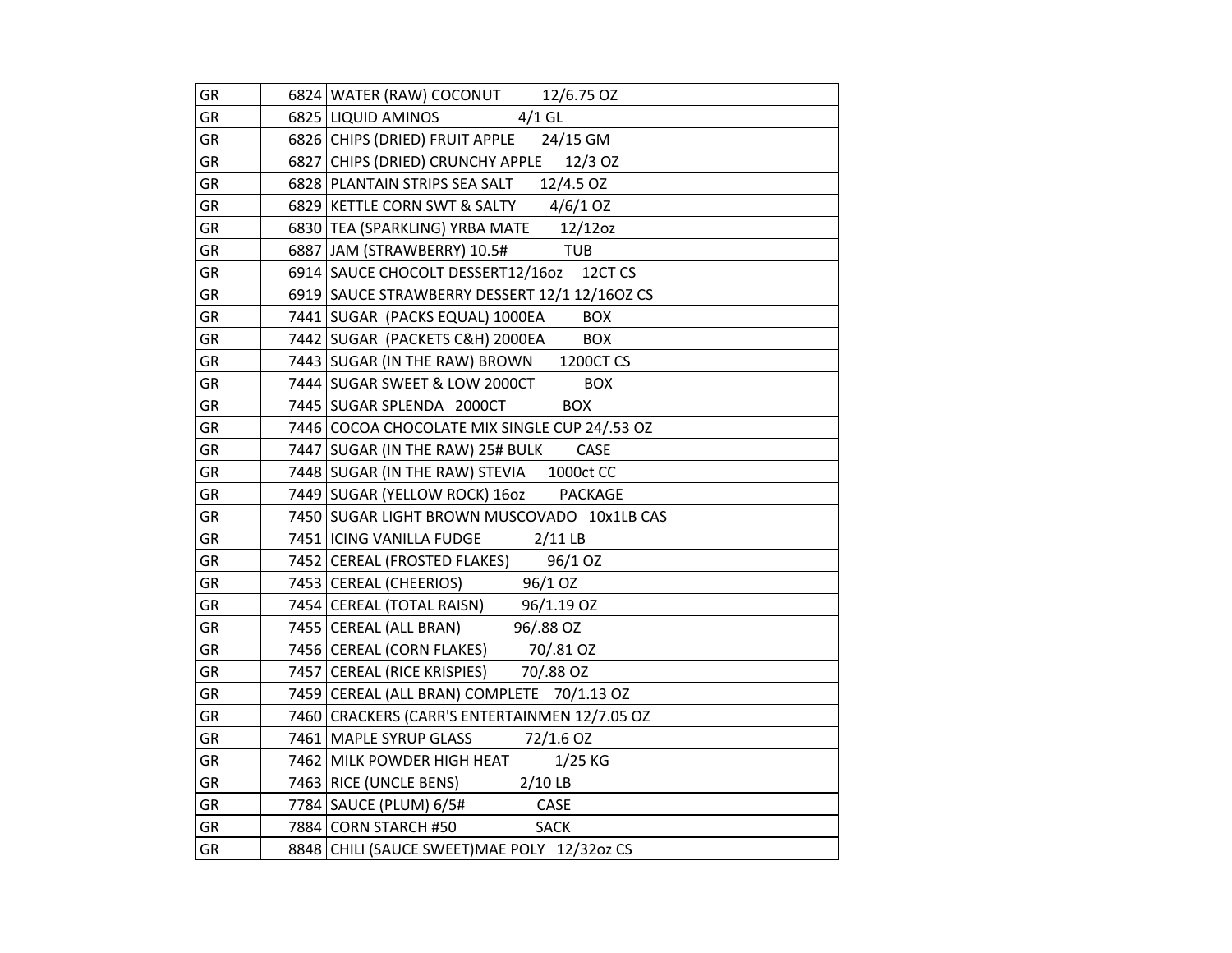| | | |
|---|---|---|
| GR | 6824 | WATER (RAW) COCONUT 12/6.75 OZ |
| GR | 6825 | LIQUID AMINOS 4/1 GL |
| GR | 6826 | CHIPS (DRIED) FRUIT APPLE 24/15 GM |
| GR | 6827 | CHIPS (DRIED) CRUNCHY APPLE 12/3 OZ |
| GR | 6828 | PLANTAIN STRIPS SEA SALT 12/4.5 OZ |
| GR | 6829 | KETTLE CORN SWT & SALTY 4/6/1 OZ |
| GR | 6830 | TEA (SPARKLING) YRBA MATE 12/12oz |
| GR | 6887 | JAM (STRAWBERRY) 10.5# TUB |
| GR | 6914 | SAUCE CHOCOLT DESSERT12/16oz 12CT CS |
| GR | 6919 | SAUCE STRAWBERRY DESSERT 12/1 12/16OZ CS |
| GR | 7441 | SUGAR (PACKS EQUAL) 1000EA BOX |
| GR | 7442 | SUGAR (PACKETS C&H) 2000EA BOX |
| GR | 7443 | SUGAR (IN THE RAW) BROWN 1200CT CS |
| GR | 7444 | SUGAR SWEET & LOW 2000CT BOX |
| GR | 7445 | SUGAR SPLENDA 2000CT BOX |
| GR | 7446 | COCOA CHOCOLATE MIX SINGLE CUP 24/.53 OZ |
| GR | 7447 | SUGAR (IN THE RAW) 25# BULK CASE |
| GR | 7448 | SUGAR (IN THE RAW) STEVIA 1000ct CC |
| GR | 7449 | SUGAR (YELLOW ROCK) 16oz PACKAGE |
| GR | 7450 | SUGAR LIGHT BROWN MUSCOVADO 10x1LB CAS |
| GR | 7451 | ICING VANILLA FUDGE 2/11 LB |
| GR | 7452 | CEREAL (FROSTED FLAKES) 96/1 OZ |
| GR | 7453 | CEREAL (CHEERIOS) 96/1 OZ |
| GR | 7454 | CEREAL (TOTAL RAISN) 96/1.19 OZ |
| GR | 7455 | CEREAL (ALL BRAN) 96/.88 OZ |
| GR | 7456 | CEREAL (CORN FLAKES) 70/.81 OZ |
| GR | 7457 | CEREAL (RICE KRISPIES) 70/.88 OZ |
| GR | 7459 | CEREAL (ALL BRAN) COMPLETE 70/1.13 OZ |
| GR | 7460 | CRACKERS (CARR'S ENTERTAINMEN 12/7.05 OZ |
| GR | 7461 | MAPLE SYRUP GLASS 72/1.6 OZ |
| GR | 7462 | MILK POWDER HIGH HEAT 1/25 KG |
| GR | 7463 | RICE (UNCLE BENS) 2/10 LB |
| GR | 7784 | SAUCE (PLUM) 6/5# CASE |
| GR | 7884 | CORN STARCH #50 SACK |
| GR | 8848 | CHILI (SAUCE SWEET)MAE POLY 12/32oz CS |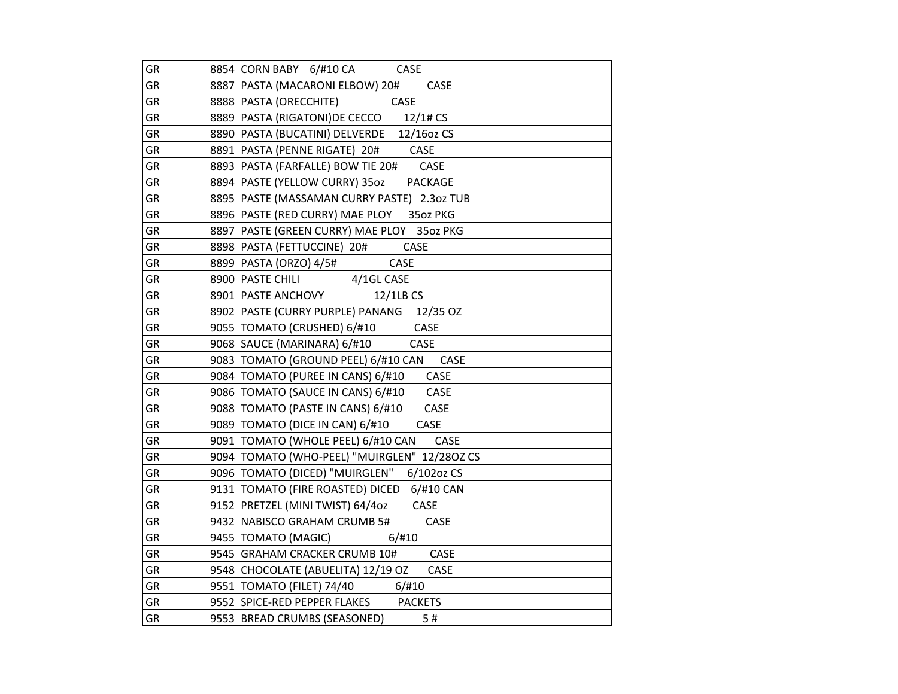| | | |
|---|---|---|
| GR | 8854 | CORN BABY 6/#10 CA CASE |
| GR | 8887 | PASTA (MACARONI ELBOW) 20# CASE |
| GR | 8888 | PASTA (ORECCHITE) CASE |
| GR | 8889 | PASTA (RIGATONI)DE CECCO 12/1# CS |
| GR | 8890 | PASTA (BUCATINI) DELVERDE 12/16oz CS |
| GR | 8891 | PASTA (PENNE RIGATE) 20# CASE |
| GR | 8893 | PASTA (FARFALLE) BOW TIE 20# CASE |
| GR | 8894 | PASTE (YELLOW CURRY) 35oz PACKAGE |
| GR | 8895 | PASTE (MASSAMAN CURRY PASTE) 2.3oz TUB |
| GR | 8896 | PASTE (RED CURRY) MAE PLOY 35oz PKG |
| GR | 8897 | PASTE (GREEN CURRY) MAE PLOY 35oz PKG |
| GR | 8898 | PASTA (FETTUCCINE) 20# CASE |
| GR | 8899 | PASTA (ORZO) 4/5# CASE |
| GR | 8900 | PASTE CHILI 4/1GL CASE |
| GR | 8901 | PASTE ANCHOVY 12/1LB CS |
| GR | 8902 | PASTE (CURRY PURPLE) PANANG 12/35 OZ |
| GR | 9055 | TOMATO (CRUSHED) 6/#10 CASE |
| GR | 9068 | SAUCE (MARINARA) 6/#10 CASE |
| GR | 9083 | TOMATO (GROUND PEEL) 6/#10 CAN CASE |
| GR | 9084 | TOMATO (PUREE IN CANS) 6/#10 CASE |
| GR | 9086 | TOMATO (SAUCE IN CANS) 6/#10 CASE |
| GR | 9088 | TOMATO (PASTE IN CANS) 6/#10 CASE |
| GR | 9089 | TOMATO (DICE IN CAN) 6/#10 CASE |
| GR | 9091 | TOMATO (WHOLE PEEL) 6/#10 CAN CASE |
| GR | 9094 | TOMATO (WHO-PEEL) "MUIRGLEN" 12/28OZ CS |
| GR | 9096 | TOMATO (DICED) "MUIRGLEN" 6/102oz CS |
| GR | 9131 | TOMATO (FIRE ROASTED) DICED 6/#10 CAN |
| GR | 9152 | PRETZEL (MINI TWIST) 64/4oz CASE |
| GR | 9432 | NABISCO GRAHAM CRUMB 5# CASE |
| GR | 9455 | TOMATO (MAGIC) 6/#10 |
| GR | 9545 | GRAHAM CRACKER CRUMB 10# CASE |
| GR | 9548 | CHOCOLATE (ABUELITA) 12/19 OZ CASE |
| GR | 9551 | TOMATO (FILET) 74/40 6/#10 |
| GR | 9552 | SPICE-RED PEPPER FLAKES PACKETS |
| GR | 9553 | BREAD CRUMBS (SEASONED) 5 # |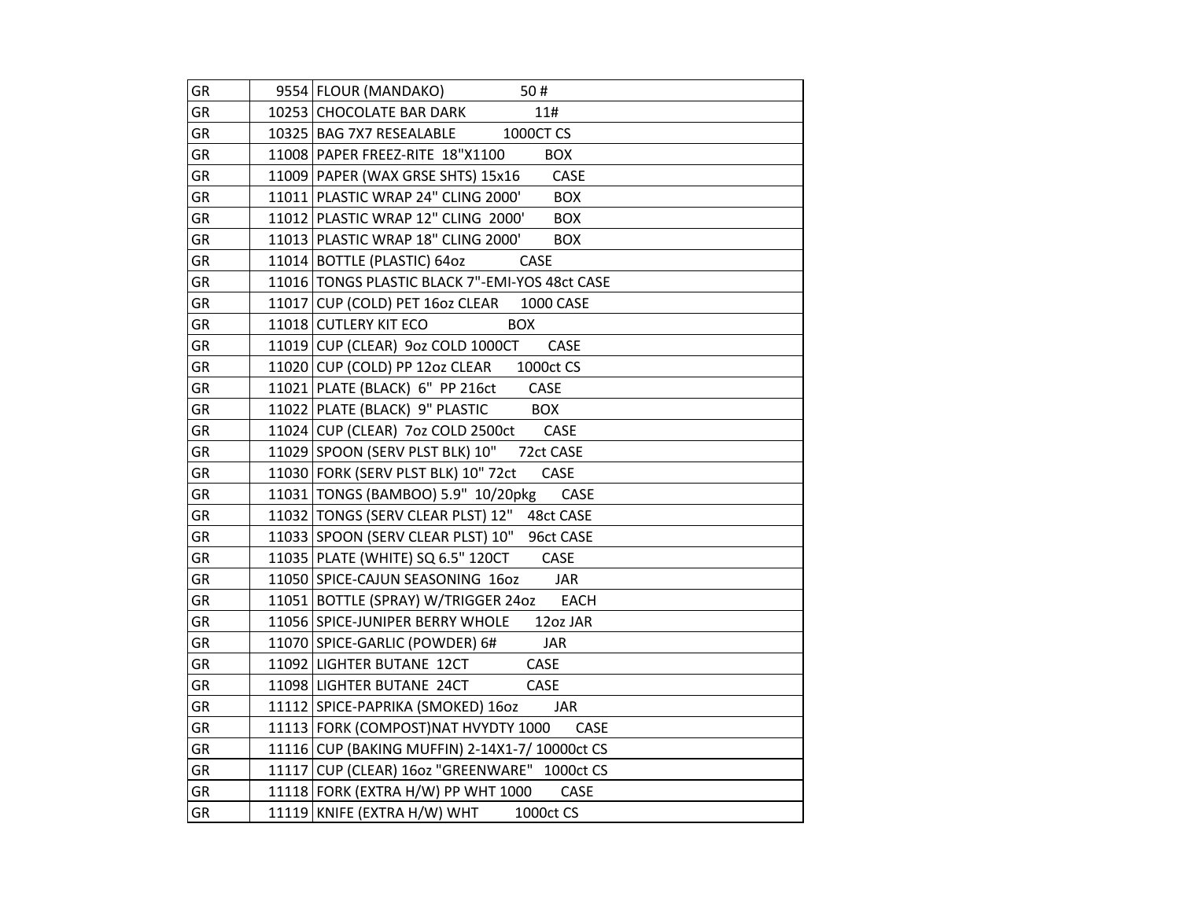| | | |
|---|---|---|
| GR | 9554 | FLOUR (MANDAKO) 50 # |
| GR | 10253 | CHOCOLATE BAR DARK 11# |
| GR | 10325 | BAG 7X7 RESEALABLE 1000CT CS |
| GR | 11008 | PAPER FREEZ-RITE 18"X1100 BOX |
| GR | 11009 | PAPER (WAX GRSE SHTS) 15x16 CASE |
| GR | 11011 | PLASTIC WRAP 24" CLING 2000' BOX |
| GR | 11012 | PLASTIC WRAP 12" CLING 2000' BOX |
| GR | 11013 | PLASTIC WRAP 18" CLING 2000' BOX |
| GR | 11014 | BOTTLE (PLASTIC) 64oz CASE |
| GR | 11016 | TONGS PLASTIC BLACK 7"-EMI-YOS 48ct CASE |
| GR | 11017 | CUP (COLD) PET 16oz CLEAR 1000 CASE |
| GR | 11018 | CUTLERY KIT ECO BOX |
| GR | 11019 | CUP (CLEAR) 9oz COLD 1000CT CASE |
| GR | 11020 | CUP (COLD) PP 12oz CLEAR 1000ct CS |
| GR | 11021 | PLATE (BLACK) 6" PP 216ct CASE |
| GR | 11022 | PLATE (BLACK) 9" PLASTIC BOX |
| GR | 11024 | CUP (CLEAR) 7oz COLD 2500ct CASE |
| GR | 11029 | SPOON (SERV PLST BLK) 10" 72ct CASE |
| GR | 11030 | FORK (SERV PLST BLK) 10" 72ct CASE |
| GR | 11031 | TONGS (BAMBOO) 5.9" 10/20pkg CASE |
| GR | 11032 | TONGS (SERV CLEAR PLST) 12" 48ct CASE |
| GR | 11033 | SPOON (SERV CLEAR PLST) 10" 96ct CASE |
| GR | 11035 | PLATE (WHITE) SQ 6.5" 120CT CASE |
| GR | 11050 | SPICE-CAJUN SEASONING 16oz JAR |
| GR | 11051 | BOTTLE (SPRAY) W/TRIGGER 24oz EACH |
| GR | 11056 | SPICE-JUNIPER BERRY WHOLE 12oz JAR |
| GR | 11070 | SPICE-GARLIC (POWDER) 6# JAR |
| GR | 11092 | LIGHTER BUTANE 12CT CASE |
| GR | 11098 | LIGHTER BUTANE 24CT CASE |
| GR | 11112 | SPICE-PAPRIKA (SMOKED) 16oz JAR |
| GR | 11113 | FORK (COMPOST)NAT HVYDTY 1000 CASE |
| GR | 11116 | CUP (BAKING MUFFIN) 2-14X1-7/ 10000ct CS |
| GR | 11117 | CUP (CLEAR) 16oz "GREENWARE" 1000ct CS |
| GR | 11118 | FORK (EXTRA H/W) PP WHT 1000 CASE |
| GR | 11119 | KNIFE (EXTRA H/W) WHT 1000ct CS |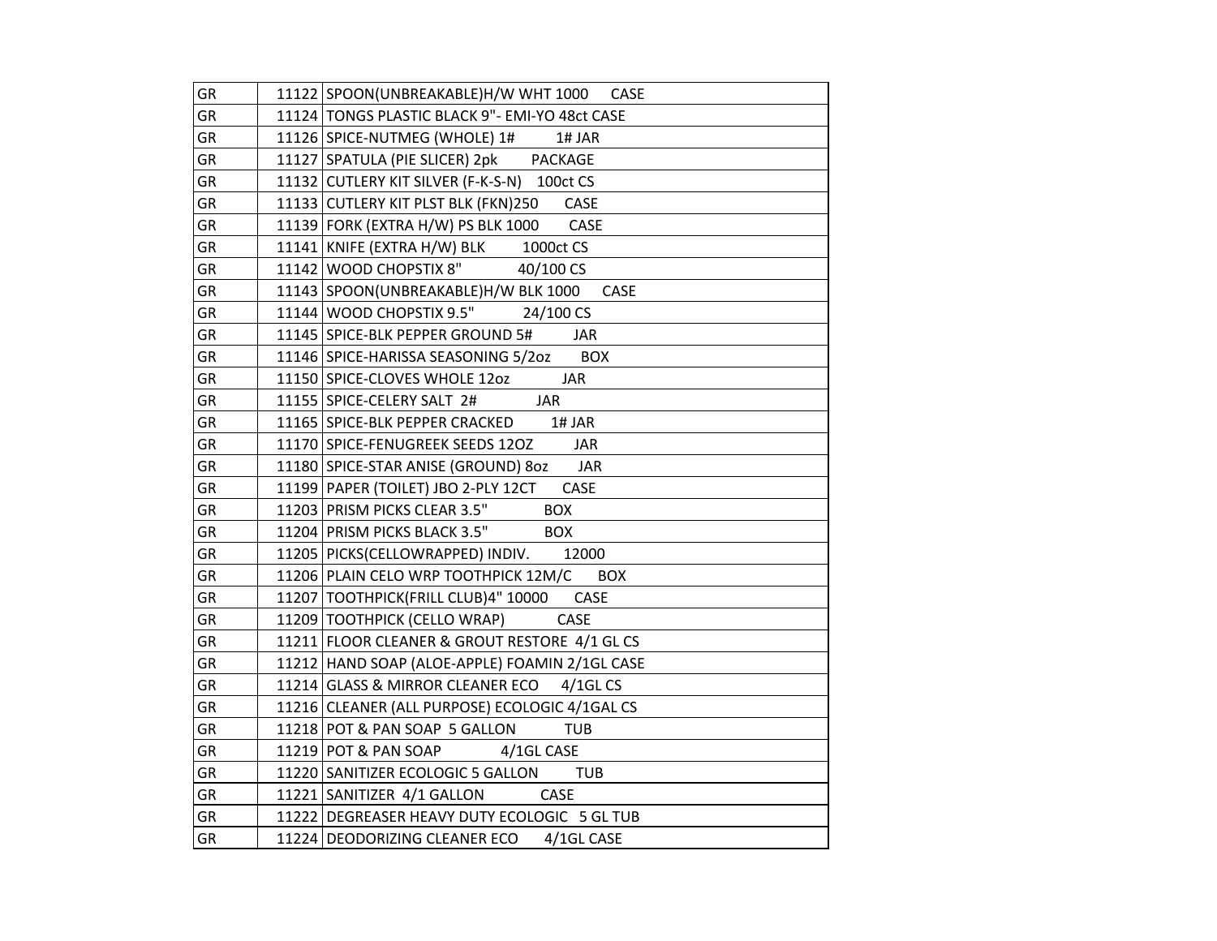| | | |
|---|---|---|
| GR | 11122 | SPOON(UNBREAKABLE)H/W WHT 1000 CASE |
| GR | 11124 | TONGS PLASTIC BLACK 9"- EMI-YO 48ct CASE |
| GR | 11126 | SPICE-NUTMEG (WHOLE) 1# 1# JAR |
| GR | 11127 | SPATULA (PIE SLICER) 2pk PACKAGE |
| GR | 11132 | CUTLERY KIT SILVER (F-K-S-N) 100ct CS |
| GR | 11133 | CUTLERY KIT PLST BLK (FKN)250 CASE |
| GR | 11139 | FORK (EXTRA H/W) PS BLK 1000 CASE |
| GR | 11141 | KNIFE (EXTRA H/W) BLK 1000ct CS |
| GR | 11142 | WOOD CHOPSTIX 8" 40/100 CS |
| GR | 11143 | SPOON(UNBREAKABLE)H/W BLK 1000 CASE |
| GR | 11144 | WOOD CHOPSTIX 9.5" 24/100 CS |
| GR | 11145 | SPICE-BLK PEPPER GROUND 5# JAR |
| GR | 11146 | SPICE-HARISSA SEASONING 5/2oz BOX |
| GR | 11150 | SPICE-CLOVES WHOLE 12oz JAR |
| GR | 11155 | SPICE-CELERY SALT 2# JAR |
| GR | 11165 | SPICE-BLK PEPPER CRACKED 1# JAR |
| GR | 11170 | SPICE-FENUGREEK SEEDS 12OZ JAR |
| GR | 11180 | SPICE-STAR ANISE (GROUND) 8oz JAR |
| GR | 11199 | PAPER (TOILET) JBO 2-PLY 12CT CASE |
| GR | 11203 | PRISM PICKS CLEAR 3.5" BOX |
| GR | 11204 | PRISM PICKS BLACK 3.5" BOX |
| GR | 11205 | PICKS(CELLOWRAPPED) INDIV. 12000 |
| GR | 11206 | PLAIN CELO WRP TOOTHPICK 12M/C BOX |
| GR | 11207 | TOOTHPICK(FRILL CLUB)4" 10000 CASE |
| GR | 11209 | TOOTHPICK (CELLO WRAP) CASE |
| GR | 11211 | FLOOR CLEANER & GROUT RESTORE 4/1 GL CS |
| GR | 11212 | HAND SOAP (ALOE-APPLE) FOAMIN 2/1GL CASE |
| GR | 11214 | GLASS & MIRROR CLEANER ECO 4/1GL CS |
| GR | 11216 | CLEANER (ALL PURPOSE) ECOLOGIC 4/1GAL CS |
| GR | 11218 | POT & PAN SOAP 5 GALLON TUB |
| GR | 11219 | POT & PAN SOAP 4/1GL CASE |
| GR | 11220 | SANITIZER ECOLOGIC 5 GALLON TUB |
| GR | 11221 | SANITIZER 4/1 GALLON CASE |
| GR | 11222 | DEGREASER HEAVY DUTY ECOLOGIC 5 GL TUB |
| GR | 11224 | DEODORIZING CLEANER ECO 4/1GL CASE |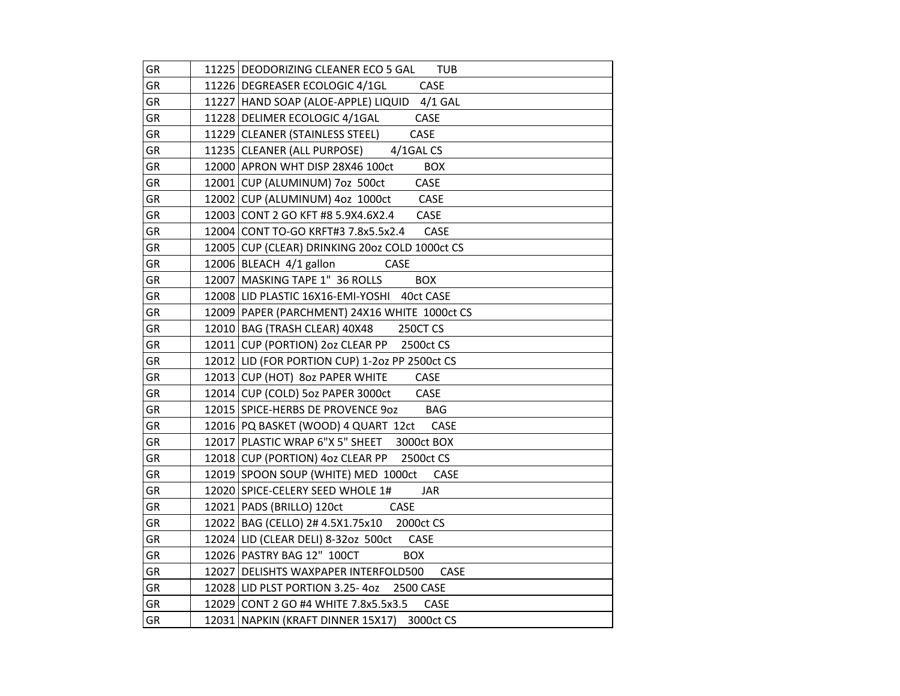| | | |
|---|---|---|
| GR | 11225 | DEODORIZING CLEANER ECO 5 GAL TUB |
| GR | 11226 | DEGREASER ECOLOGIC 4/1GL CASE |
| GR | 11227 | HAND SOAP (ALOE-APPLE) LIQUID 4/1 GAL |
| GR | 11228 | DELIMER ECOLOGIC 4/1GAL CASE |
| GR | 11229 | CLEANER (STAINLESS STEEL) CASE |
| GR | 11235 | CLEANER (ALL PURPOSE) 4/1GAL CS |
| GR | 12000 | APRON WHT DISP 28X46 100ct BOX |
| GR | 12001 | CUP (ALUMINUM) 7oz 500ct CASE |
| GR | 12002 | CUP (ALUMINUM) 4oz 1000ct CASE |
| GR | 12003 | CONT 2 GO KFT #8 5.9X4.6X2.4 CASE |
| GR | 12004 | CONT TO-GO KRFT#3 7.8x5.5x2.4 CASE |
| GR | 12005 | CUP (CLEAR) DRINKING 20oz COLD 1000ct CS |
| GR | 12006 | BLEACH 4/1 gallon CASE |
| GR | 12007 | MASKING TAPE 1" 36 ROLLS BOX |
| GR | 12008 | LID PLASTIC 16X16-EMI-YOSHI 40ct CASE |
| GR | 12009 | PAPER (PARCHMENT) 24X16 WHITE 1000ct CS |
| GR | 12010 | BAG (TRASH CLEAR) 40X48 250CT CS |
| GR | 12011 | CUP (PORTION) 2oz CLEAR PP 2500ct CS |
| GR | 12012 | LID (FOR PORTION CUP) 1-2oz PP 2500ct CS |
| GR | 12013 | CUP (HOT) 8oz PAPER WHITE CASE |
| GR | 12014 | CUP (COLD) 5oz PAPER 3000ct CASE |
| GR | 12015 | SPICE-HERBS DE PROVENCE 9oz BAG |
| GR | 12016 | PQ BASKET (WOOD) 4 QUART 12ct CASE |
| GR | 12017 | PLASTIC WRAP 6"X 5" SHEET 3000ct BOX |
| GR | 12018 | CUP (PORTION) 4oz CLEAR PP 2500ct CS |
| GR | 12019 | SPOON SOUP (WHITE) MED 1000ct CASE |
| GR | 12020 | SPICE-CELERY SEED WHOLE 1# JAR |
| GR | 12021 | PADS (BRILLO) 120ct CASE |
| GR | 12022 | BAG (CELLO) 2# 4.5X1.75x10 2000ct CS |
| GR | 12024 | LID (CLEAR DELI) 8-32oz 500ct CASE |
| GR | 12026 | PASTRY BAG 12" 100CT BOX |
| GR | 12027 | DELISHTS WAXPAPER INTERFOLD500 CASE |
| GR | 12028 | LID PLST PORTION 3.25- 4oz 2500 CASE |
| GR | 12029 | CONT 2 GO #4 WHITE 7.8x5.5x3.5 CASE |
| GR | 12031 | NAPKIN (KRAFT DINNER 15X17) 3000ct CS |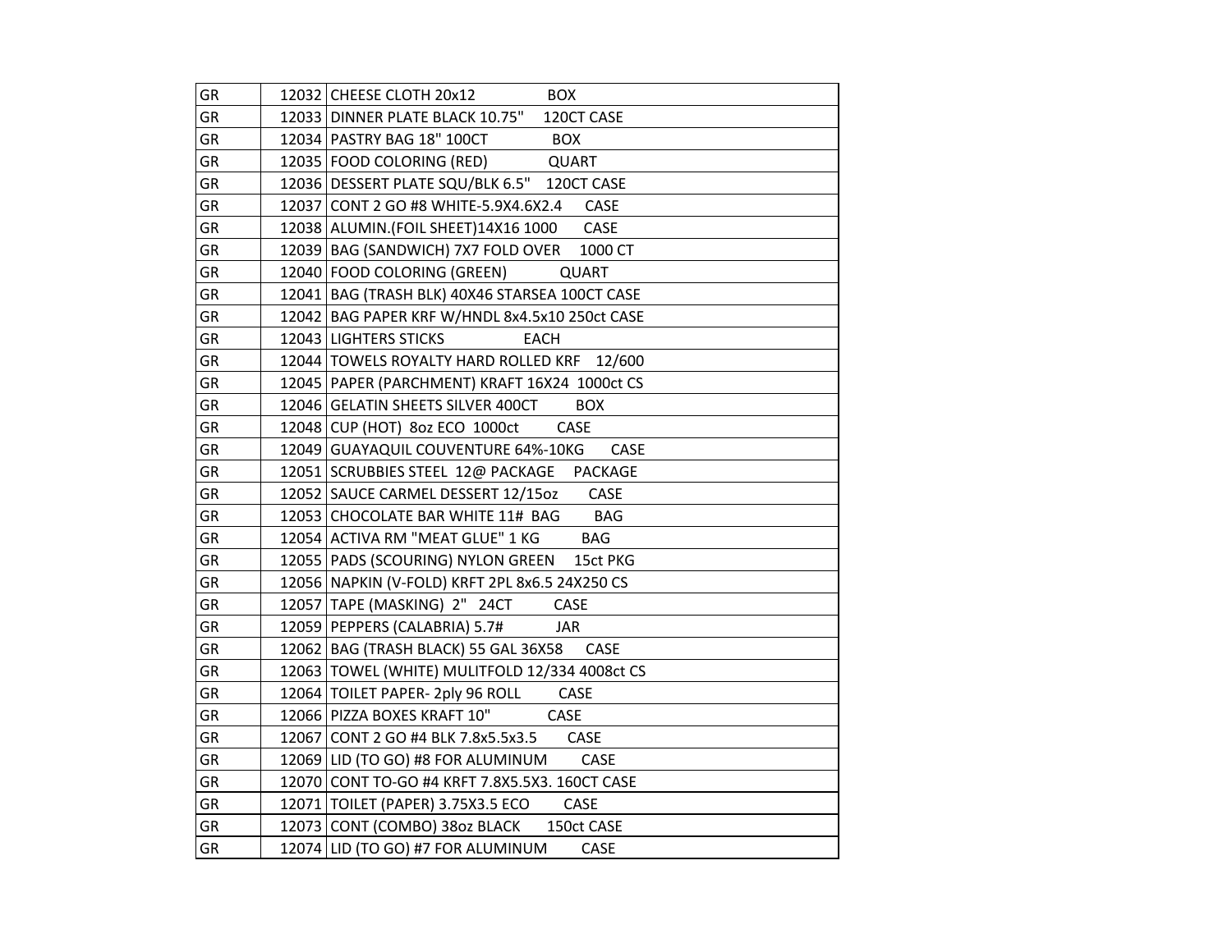| | | |
|---|---|---|
| GR | 12032 | CHEESE CLOTH 20x12 BOX |
| GR | 12033 | DINNER PLATE BLACK 10.75" 120CT CASE |
| GR | 12034 | PASTRY BAG 18" 100CT BOX |
| GR | 12035 | FOOD COLORING (RED) QUART |
| GR | 12036 | DESSERT PLATE SQU/BLK 6.5" 120CT CASE |
| GR | 12037 | CONT 2 GO #8 WHITE-5.9X4.6X2.4 CASE |
| GR | 12038 | ALUMIN.(FOIL SHEET)14X16 1000 CASE |
| GR | 12039 | BAG (SANDWICH) 7X7 FOLD OVER 1000 CT |
| GR | 12040 | FOOD COLORING (GREEN) QUART |
| GR | 12041 | BAG (TRASH BLK) 40X46 STARSEA 100CT CASE |
| GR | 12042 | BAG PAPER KRF W/HNDL 8x4.5x10 250ct CASE |
| GR | 12043 | LIGHTERS STICKS EACH |
| GR | 12044 | TOWELS ROYALTY HARD ROLLED KRF 12/600 |
| GR | 12045 | PAPER (PARCHMENT) KRAFT 16X24 1000ct CS |
| GR | 12046 | GELATIN SHEETS SILVER 400CT BOX |
| GR | 12048 | CUP (HOT) 8oz ECO 1000ct CASE |
| GR | 12049 | GUAYAQUIL COUVENTURE 64%-10KG CASE |
| GR | 12051 | SCRUBBIES STEEL 12@ PACKAGE PACKAGE |
| GR | 12052 | SAUCE CARMEL DESSERT 12/15oz CASE |
| GR | 12053 | CHOCOLATE BAR WHITE 11# BAG BAG |
| GR | 12054 | ACTIVA RM "MEAT GLUE" 1 KG BAG |
| GR | 12055 | PADS (SCOURING) NYLON GREEN 15ct PKG |
| GR | 12056 | NAPKIN (V-FOLD) KRFT 2PL 8x6.5 24X250 CS |
| GR | 12057 | TAPE (MASKING) 2" 24CT CASE |
| GR | 12059 | PEPPERS (CALABRIA) 5.7# JAR |
| GR | 12062 | BAG (TRASH BLACK) 55 GAL 36X58 CASE |
| GR | 12063 | TOWEL (WHITE) MULITFOLD 12/334 4008ct CS |
| GR | 12064 | TOILET PAPER- 2ply 96 ROLL CASE |
| GR | 12066 | PIZZA BOXES KRAFT 10" CASE |
| GR | 12067 | CONT 2 GO #4 BLK 7.8x5.5x3.5 CASE |
| GR | 12069 | LID (TO GO) #8 FOR ALUMINUM CASE |
| GR | 12070 | CONT TO-GO #4 KRFT 7.8X5.5X3. 160CT CASE |
| GR | 12071 | TOILET (PAPER) 3.75X3.5 ECO CASE |
| GR | 12073 | CONT (COMBO) 38oz BLACK 150ct CASE |
| GR | 12074 | LID (TO GO) #7 FOR ALUMINUM CASE |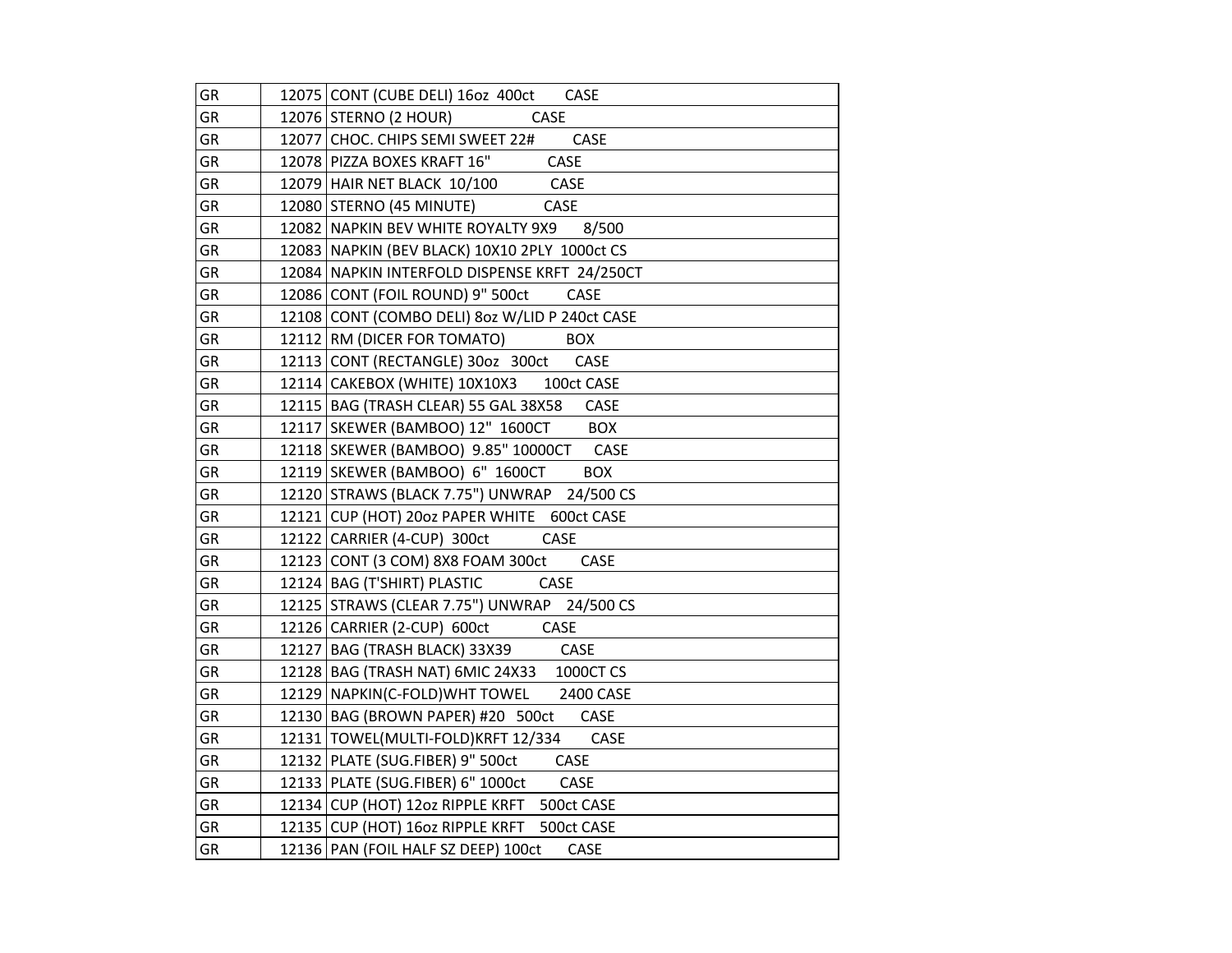| | | |
|---|---|---|
| GR | 12075 | CONT (CUBE DELI) 16oz 400ct CASE |
| GR | 12076 | STERNO (2 HOUR) CASE |
| GR | 12077 | CHOC. CHIPS SEMI SWEET 22# CASE |
| GR | 12078 | PIZZA BOXES KRAFT 16" CASE |
| GR | 12079 | HAIR NET BLACK 10/100 CASE |
| GR | 12080 | STERNO (45 MINUTE) CASE |
| GR | 12082 | NAPKIN BEV WHITE ROYALTY 9X9 8/500 |
| GR | 12083 | NAPKIN (BEV BLACK) 10X10 2PLY 1000ct CS |
| GR | 12084 | NAPKIN INTERFOLD DISPENSE KRFT 24/250CT |
| GR | 12086 | CONT (FOIL ROUND) 9" 500ct CASE |
| GR | 12108 | CONT (COMBO DELI) 8oz W/LID P 240ct CASE |
| GR | 12112 | RM (DICER FOR TOMATO) BOX |
| GR | 12113 | CONT (RECTANGLE) 30oz 300ct CASE |
| GR | 12114 | CAKEBOX (WHITE) 10X10X3 100ct CASE |
| GR | 12115 | BAG (TRASH CLEAR) 55 GAL 38X58 CASE |
| GR | 12117 | SKEWER (BAMBOO) 12" 1600CT BOX |
| GR | 12118 | SKEWER (BAMBOO) 9.85" 10000CT CASE |
| GR | 12119 | SKEWER (BAMBOO) 6" 1600CT BOX |
| GR | 12120 | STRAWS (BLACK 7.75") UNWRAP 24/500 CS |
| GR | 12121 | CUP (HOT) 20oz PAPER WHITE 600ct CASE |
| GR | 12122 | CARRIER (4-CUP) 300ct CASE |
| GR | 12123 | CONT (3 COM) 8X8 FOAM 300ct CASE |
| GR | 12124 | BAG (T'SHIRT) PLASTIC CASE |
| GR | 12125 | STRAWS (CLEAR 7.75") UNWRAP 24/500 CS |
| GR | 12126 | CARRIER (2-CUP) 600ct CASE |
| GR | 12127 | BAG (TRASH BLACK) 33X39 CASE |
| GR | 12128 | BAG (TRASH NAT) 6MIC 24X33 1000CT CS |
| GR | 12129 | NAPKIN(C-FOLD)WHT TOWEL 2400 CASE |
| GR | 12130 | BAG (BROWN PAPER) #20 500ct CASE |
| GR | 12131 | TOWEL(MULTI-FOLD)KRFT 12/334 CASE |
| GR | 12132 | PLATE (SUG.FIBER) 9" 500ct CASE |
| GR | 12133 | PLATE (SUG.FIBER) 6" 1000ct CASE |
| GR | 12134 | CUP (HOT) 12oz RIPPLE KRFT 500ct CASE |
| GR | 12135 | CUP (HOT) 16oz RIPPLE KRFT 500ct CASE |
| GR | 12136 | PAN (FOIL HALF SZ DEEP) 100ct CASE |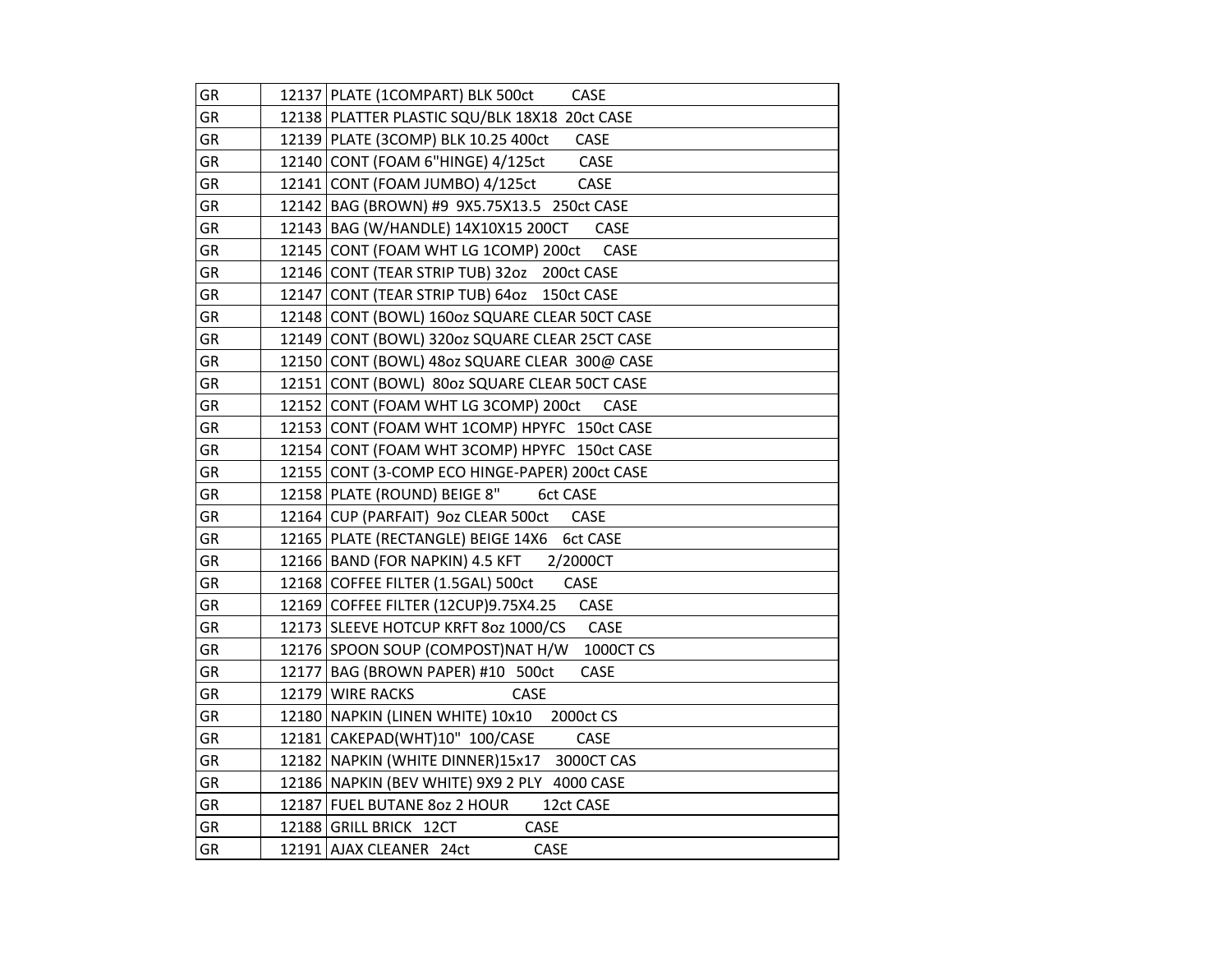| | | |
|---|---|---|
| GR | 12137 | PLATE (1COMPART) BLK 500ct CASE |
| GR | 12138 | PLATTER PLASTIC SQU/BLK 18X18 20ct CASE |
| GR | 12139 | PLATE (3COMP) BLK 10.25 400ct CASE |
| GR | 12140 | CONT (FOAM 6"HINGE) 4/125ct CASE |
| GR | 12141 | CONT (FOAM JUMBO) 4/125ct CASE |
| GR | 12142 | BAG (BROWN) #9 9X5.75X13.5 250ct CASE |
| GR | 12143 | BAG (W/HANDLE) 14X10X15 200CT CASE |
| GR | 12145 | CONT (FOAM WHT LG 1COMP) 200ct CASE |
| GR | 12146 | CONT (TEAR STRIP TUB) 32oz 200ct CASE |
| GR | 12147 | CONT (TEAR STRIP TUB) 64oz 150ct CASE |
| GR | 12148 | CONT (BOWL) 160oz SQUARE CLEAR 50CT CASE |
| GR | 12149 | CONT (BOWL) 320oz SQUARE CLEAR 25CT CASE |
| GR | 12150 | CONT (BOWL) 48oz SQUARE CLEAR 300@ CASE |
| GR | 12151 | CONT (BOWL) 80oz SQUARE CLEAR 50CT CASE |
| GR | 12152 | CONT (FOAM WHT LG 3COMP) 200ct CASE |
| GR | 12153 | CONT (FOAM WHT 1COMP) HPYFC 150ct CASE |
| GR | 12154 | CONT (FOAM WHT 3COMP) HPYFC 150ct CASE |
| GR | 12155 | CONT (3-COMP ECO HINGE-PAPER) 200ct CASE |
| GR | 12158 | PLATE (ROUND) BEIGE 8" 6ct CASE |
| GR | 12164 | CUP (PARFAIT) 9oz CLEAR 500ct CASE |
| GR | 12165 | PLATE (RECTANGLE) BEIGE 14X6 6ct CASE |
| GR | 12166 | BAND (FOR NAPKIN) 4.5 KFT 2/2000CT |
| GR | 12168 | COFFEE FILTER (1.5GAL) 500ct CASE |
| GR | 12169 | COFFEE FILTER (12CUP)9.75X4.25 CASE |
| GR | 12173 | SLEEVE HOTCUP KRFT 8oz 1000/CS CASE |
| GR | 12176 | SPOON SOUP (COMPOST)NAT H/W 1000CT CS |
| GR | 12177 | BAG (BROWN PAPER) #10 500ct CASE |
| GR | 12179 | WIRE RACKS CASE |
| GR | 12180 | NAPKIN (LINEN WHITE) 10x10 2000ct CS |
| GR | 12181 | CAKEPAD(WHT)10" 100/CASE CASE |
| GR | 12182 | NAPKIN (WHITE DINNER)15x17 3000CT CAS |
| GR | 12186 | NAPKIN (BEV WHITE) 9X9 2 PLY 4000 CASE |
| GR | 12187 | FUEL BUTANE 8oz 2 HOUR 12ct CASE |
| GR | 12188 | GRILL BRICK 12CT CASE |
| GR | 12191 | AJAX CLEANER 24ct CASE |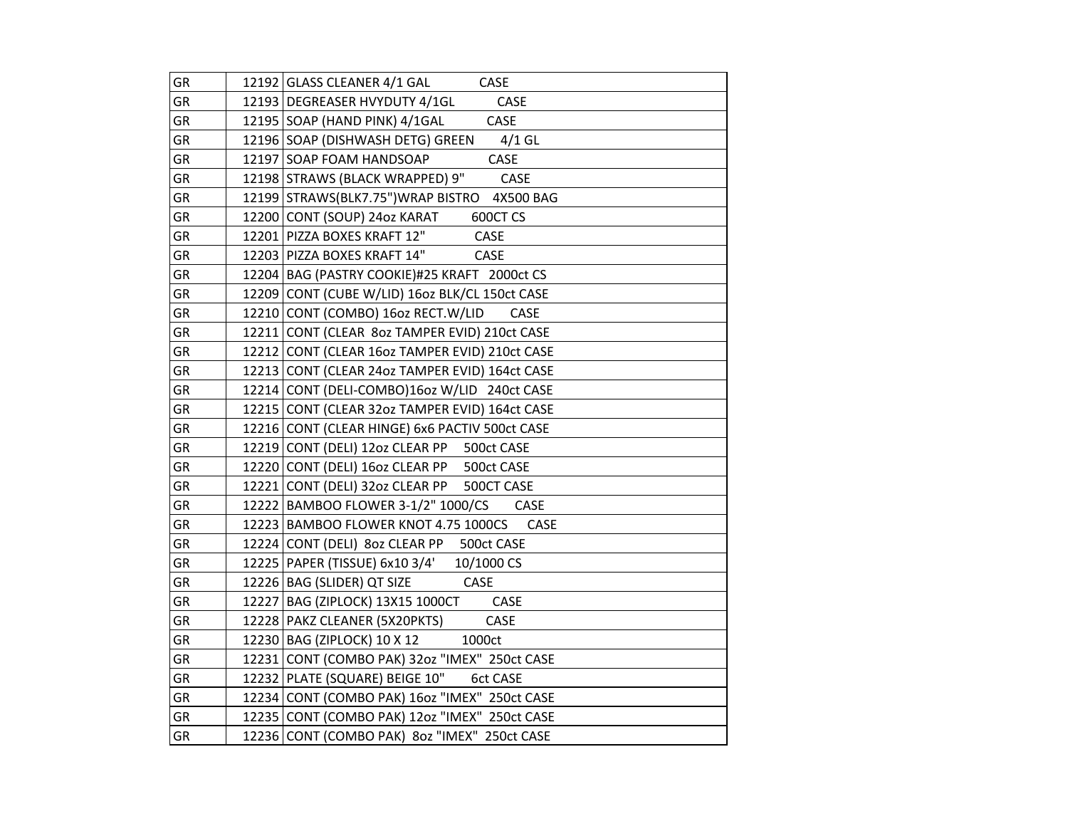| | | |
|---|---|---|
| GR | 12192 | GLASS CLEANER 4/1 GAL CASE |
| GR | 12193 | DEGREASER HVYDUTY 4/1GL CASE |
| GR | 12195 | SOAP (HAND PINK) 4/1GAL CASE |
| GR | 12196 | SOAP (DISHWASH DETG) GREEN 4/1 GL |
| GR | 12197 | SOAP FOAM HANDSOAP CASE |
| GR | 12198 | STRAWS (BLACK WRAPPED) 9" CASE |
| GR | 12199 | STRAWS(BLK7.75")WRAP BISTRO 4X500 BAG |
| GR | 12200 | CONT (SOUP) 24oz KARAT 600CT CS |
| GR | 12201 | PIZZA BOXES KRAFT 12" CASE |
| GR | 12203 | PIZZA BOXES KRAFT 14" CASE |
| GR | 12204 | BAG (PASTRY COOKIE)#25 KRAFT 2000ct CS |
| GR | 12209 | CONT (CUBE W/LID) 16oz BLK/CL 150ct CASE |
| GR | 12210 | CONT (COMBO) 16oz RECT.W/LID CASE |
| GR | 12211 | CONT (CLEAR 8oz TAMPER EVID) 210ct CASE |
| GR | 12212 | CONT (CLEAR 16oz TAMPER EVID) 210ct CASE |
| GR | 12213 | CONT (CLEAR 24oz TAMPER EVID) 164ct CASE |
| GR | 12214 | CONT (DELI-COMBO)16oz W/LID 240ct CASE |
| GR | 12215 | CONT (CLEAR 32oz TAMPER EVID) 164ct CASE |
| GR | 12216 | CONT (CLEAR HINGE) 6x6 PACTIV 500ct CASE |
| GR | 12219 | CONT (DELI) 12oz CLEAR PP 500ct CASE |
| GR | 12220 | CONT (DELI) 16oz CLEAR PP 500ct CASE |
| GR | 12221 | CONT (DELI) 32oz CLEAR PP 500CT CASE |
| GR | 12222 | BAMBOO FLOWER 3-1/2" 1000/CS CASE |
| GR | 12223 | BAMBOO FLOWER KNOT 4.75 1000CS CASE |
| GR | 12224 | CONT (DELI) 8oz CLEAR PP 500ct CASE |
| GR | 12225 | PAPER (TISSUE) 6x10 3/4' 10/1000 CS |
| GR | 12226 | BAG (SLIDER) QT SIZE CASE |
| GR | 12227 | BAG (ZIPLOCK) 13X15 1000CT CASE |
| GR | 12228 | PAKZ CLEANER (5X20PKTS) CASE |
| GR | 12230 | BAG (ZIPLOCK) 10 X 12 1000ct |
| GR | 12231 | CONT (COMBO PAK) 32oz "IMEX" 250ct CASE |
| GR | 12232 | PLATE (SQUARE) BEIGE 10" 6ct CASE |
| GR | 12234 | CONT (COMBO PAK) 16oz "IMEX" 250ct CASE |
| GR | 12235 | CONT (COMBO PAK) 12oz "IMEX" 250ct CASE |
| GR | 12236 | CONT (COMBO PAK) 8oz "IMEX" 250ct CASE |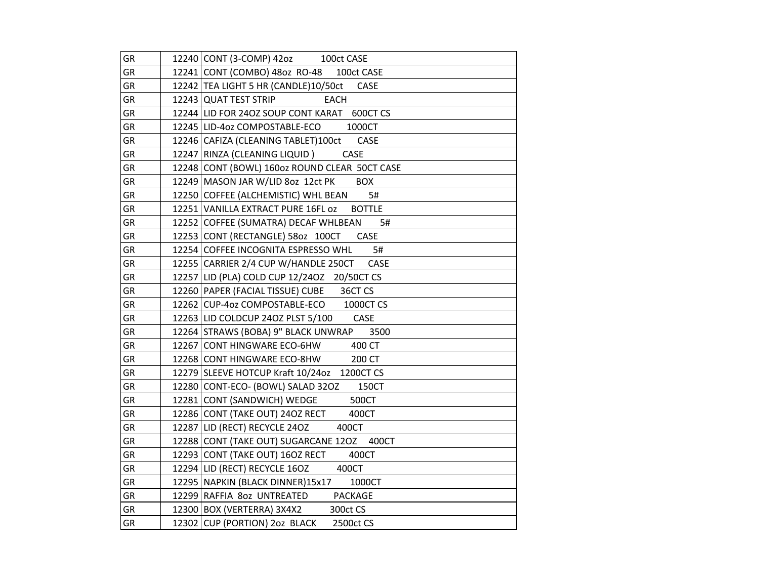| | | |
|---|---|---|
| GR | 12240 | CONT (3-COMP) 42oz 100ct CASE |
| GR | 12241 | CONT (COMBO) 48oz RO-48 100ct CASE |
| GR | 12242 | TEA LIGHT 5 HR (CANDLE)10/50ct CASE |
| GR | 12243 | QUAT TEST STRIP EACH |
| GR | 12244 | LID FOR 24OZ SOUP CONT KARAT 600CT CS |
| GR | 12245 | LID-4oz COMPOSTABLE-ECO 1000CT |
| GR | 12246 | CAFIZA (CLEANING TABLET)100ct CASE |
| GR | 12247 | RINZA (CLEANING LIQUID ) CASE |
| GR | 12248 | CONT (BOWL) 160oz ROUND CLEAR 50CT CASE |
| GR | 12249 | MASON JAR W/LID 8oz 12ct PK BOX |
| GR | 12250 | COFFEE (ALCHEMISTIC) WHL BEAN 5# |
| GR | 12251 | VANILLA EXTRACT PURE 16FL oz BOTTLE |
| GR | 12252 | COFFEE (SUMATRA) DECAF WHLBEAN 5# |
| GR | 12253 | CONT (RECTANGLE) 58oz 100CT CASE |
| GR | 12254 | COFFEE INCOGNITA ESPRESSO WHL 5# |
| GR | 12255 | CARRIER 2/4 CUP W/HANDLE 250CT CASE |
| GR | 12257 | LID (PLA) COLD CUP 12/24OZ 20/50CT CS |
| GR | 12260 | PAPER (FACIAL TISSUE) CUBE 36CT CS |
| GR | 12262 | CUP-4oz COMPOSTABLE-ECO 1000CT CS |
| GR | 12263 | LID COLDCUP 24OZ PLST 5/100 CASE |
| GR | 12264 | STRAWS (BOBA) 9" BLACK UNWRAP 3500 |
| GR | 12267 | CONT HINGWARE ECO-6HW 400 CT |
| GR | 12268 | CONT HINGWARE ECO-8HW 200 CT |
| GR | 12279 | SLEEVE HOTCUP Kraft 10/24oz 1200CT CS |
| GR | 12280 | CONT-ECO- (BOWL) SALAD 32OZ 150CT |
| GR | 12281 | CONT (SANDWICH) WEDGE 500CT |
| GR | 12286 | CONT (TAKE OUT) 24OZ RECT 400CT |
| GR | 12287 | LID (RECT) RECYCLE 24OZ 400CT |
| GR | 12288 | CONT (TAKE OUT) SUGARCANE 12OZ 400CT |
| GR | 12293 | CONT (TAKE OUT) 16OZ RECT 400CT |
| GR | 12294 | LID (RECT) RECYCLE 16OZ 400CT |
| GR | 12295 | NAPKIN (BLACK DINNER)15x17 1000CT |
| GR | 12299 | RAFFIA 8oz UNTREATED PACKAGE |
| GR | 12300 | BOX (VERTERRA) 3X4X2 300ct CS |
| GR | 12302 | CUP (PORTION) 2oz BLACK 2500ct CS |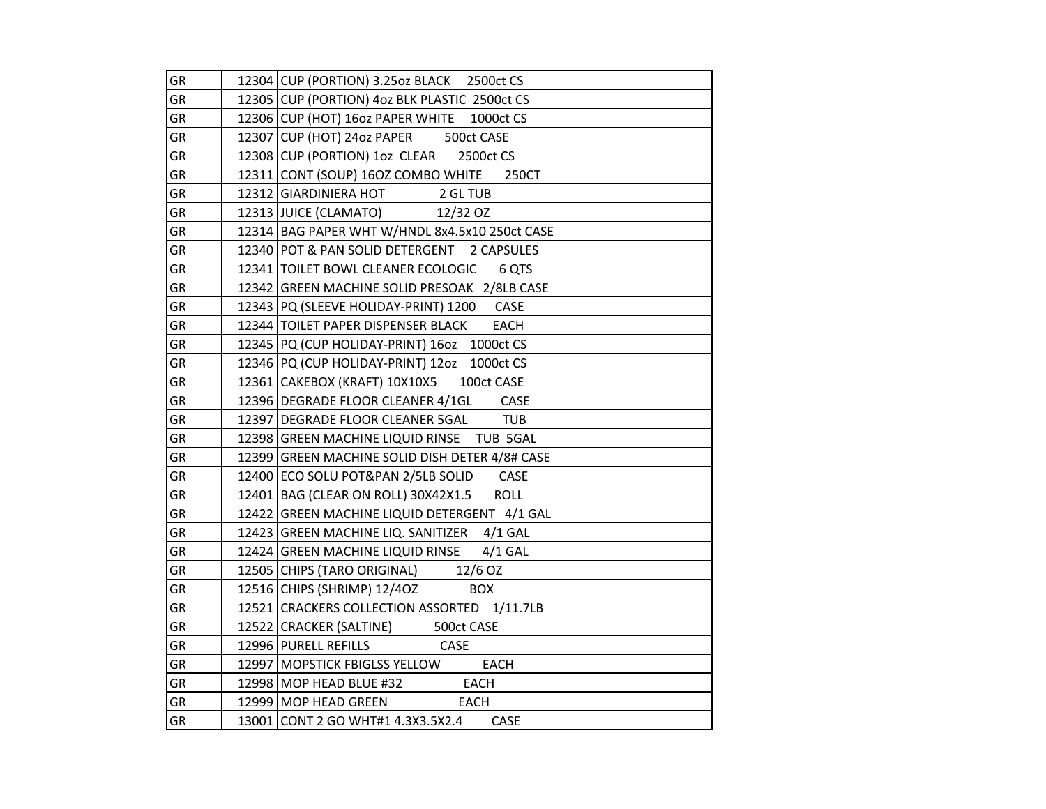| | | |
|---|---|---|
| GR | 12304 | CUP (PORTION) 3.25oz BLACK 2500ct CS |
| GR | 12305 | CUP (PORTION) 4oz BLK PLASTIC 2500ct CS |
| GR | 12306 | CUP (HOT) 16oz PAPER WHITE 1000ct CS |
| GR | 12307 | CUP (HOT) 24oz PAPER 500ct CASE |
| GR | 12308 | CUP (PORTION) 1oz CLEAR 2500ct CS |
| GR | 12311 | CONT (SOUP) 16OZ COMBO WHITE 250CT |
| GR | 12312 | GIARDINIERA HOT 2 GL TUB |
| GR | 12313 | JUICE (CLAMATO) 12/32 OZ |
| GR | 12314 | BAG PAPER WHT W/HNDL 8x4.5x10 250ct CASE |
| GR | 12340 | POT & PAN SOLID DETERGENT 2 CAPSULES |
| GR | 12341 | TOILET BOWL CLEANER ECOLOGIC 6 QTS |
| GR | 12342 | GREEN MACHINE SOLID PRESOAK 2/8LB CASE |
| GR | 12343 | PQ (SLEEVE HOLIDAY-PRINT) 1200 CASE |
| GR | 12344 | TOILET PAPER DISPENSER BLACK EACH |
| GR | 12345 | PQ (CUP HOLIDAY-PRINT) 16oz 1000ct CS |
| GR | 12346 | PQ (CUP HOLIDAY-PRINT) 12oz 1000ct CS |
| GR | 12361 | CAKEBOX (KRAFT) 10X10X5 100ct CASE |
| GR | 12396 | DEGRADE FLOOR CLEANER 4/1GL CASE |
| GR | 12397 | DEGRADE FLOOR CLEANER 5GAL TUB |
| GR | 12398 | GREEN MACHINE LIQUID RINSE TUB 5GAL |
| GR | 12399 | GREEN MACHINE SOLID DISH DETER 4/8# CASE |
| GR | 12400 | ECO SOLU POT&PAN 2/5LB SOLID CASE |
| GR | 12401 | BAG (CLEAR ON ROLL) 30X42X1.5 ROLL |
| GR | 12422 | GREEN MACHINE LIQUID DETERGENT 4/1 GAL |
| GR | 12423 | GREEN MACHINE LIQ. SANITIZER 4/1 GAL |
| GR | 12424 | GREEN MACHINE LIQUID RINSE 4/1 GAL |
| GR | 12505 | CHIPS (TARO ORIGINAL) 12/6 OZ |
| GR | 12516 | CHIPS (SHRIMP) 12/4OZ BOX |
| GR | 12521 | CRACKERS COLLECTION ASSORTED 1/11.7LB |
| GR | 12522 | CRACKER (SALTINE) 500ct CASE |
| GR | 12996 | PURELL REFILLS CASE |
| GR | 12997 | MOPSTICK FBIGLSS YELLOW EACH |
| GR | 12998 | MOP HEAD BLUE #32 EACH |
| GR | 12999 | MOP HEAD GREEN EACH |
| GR | 13001 | CONT 2 GO WHT#1 4.3X3.5X2.4 CASE |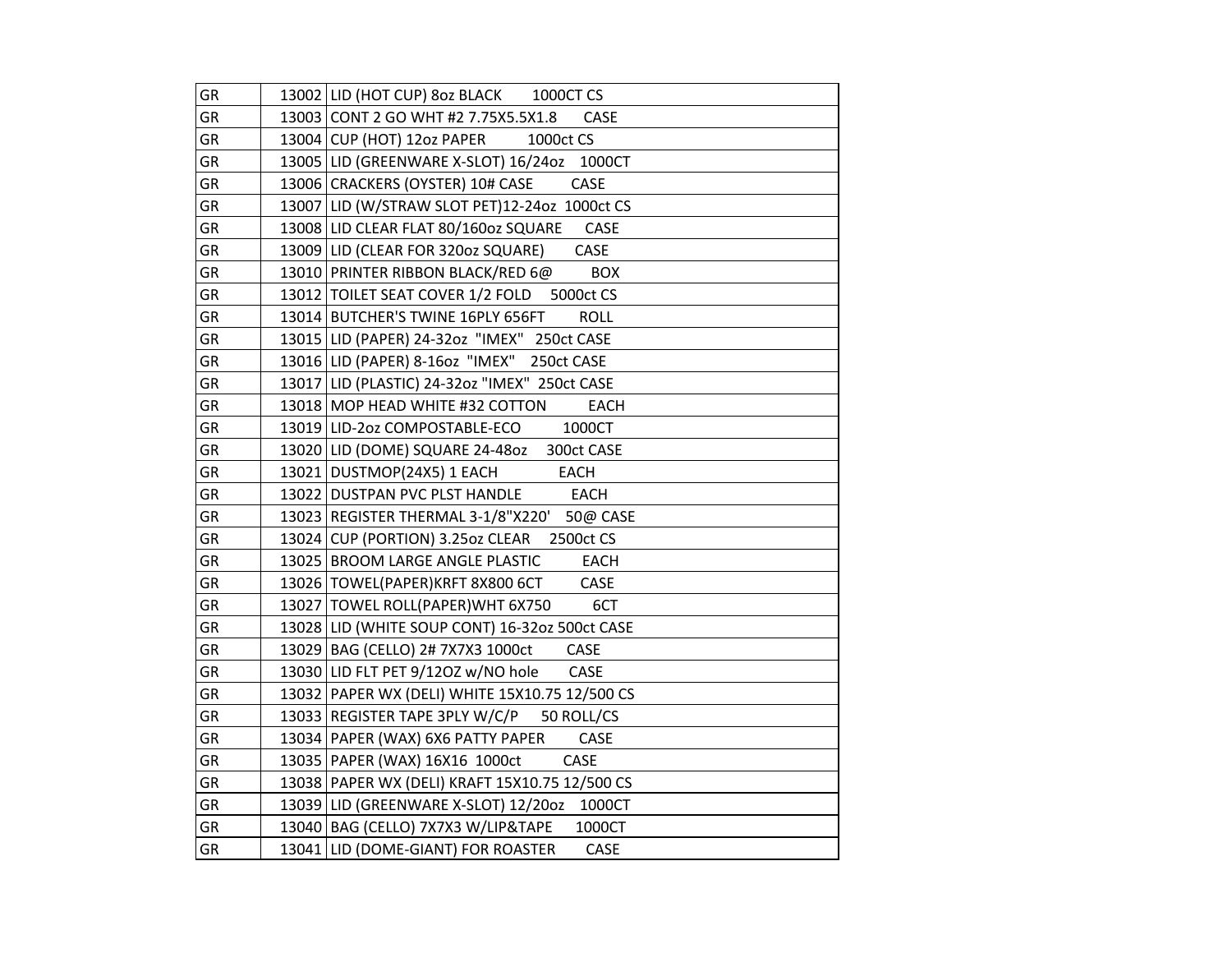| GR | 13002 | LID (HOT CUP) 8oz BLACK 1000CT CS |
|---|---|---|
| GR | 13003 | CONT 2 GO WHT #2 7.75X5.5X1.8 CASE |
| GR | 13004 | CUP (HOT) 12oz PAPER 1000ct CS |
| GR | 13005 | LID (GREENWARE X-SLOT) 16/24oz 1000CT |
| GR | 13006 | CRACKERS (OYSTER) 10# CASE CASE |
| GR | 13007 | LID (W/STRAW SLOT PET)12-24oz 1000ct CS |
| GR | 13008 | LID CLEAR FLAT 80/160oz SQUARE CASE |
| GR | 13009 | LID (CLEAR FOR 320oz SQUARE) CASE |
| GR | 13010 | PRINTER RIBBON BLACK/RED 6@ BOX |
| GR | 13012 | TOILET SEAT COVER 1/2 FOLD 5000ct CS |
| GR | 13014 | BUTCHER'S TWINE 16PLY 656FT ROLL |
| GR | 13015 | LID (PAPER) 24-32oz "IMEX" 250ct CASE |
| GR | 13016 | LID (PAPER) 8-16oz "IMEX" 250ct CASE |
| GR | 13017 | LID (PLASTIC) 24-32oz "IMEX" 250ct CASE |
| GR | 13018 | MOP HEAD WHITE #32 COTTON EACH |
| GR | 13019 | LID-2oz COMPOSTABLE-ECO 1000CT |
| GR | 13020 | LID (DOME) SQUARE 24-48oz 300ct CASE |
| GR | 13021 | DUSTMOP(24X5) 1 EACH EACH |
| GR | 13022 | DUSTPAN PVC PLST HANDLE EACH |
| GR | 13023 | REGISTER THERMAL 3-1/8"X220' 50@ CASE |
| GR | 13024 | CUP (PORTION) 3.25oz CLEAR 2500ct CS |
| GR | 13025 | BROOM LARGE ANGLE PLASTIC EACH |
| GR | 13026 | TOWEL(PAPER)KRFT 8X800 6CT CASE |
| GR | 13027 | TOWEL ROLL(PAPER)WHT 6X750 6CT |
| GR | 13028 | LID (WHITE SOUP CONT) 16-32oz 500ct CASE |
| GR | 13029 | BAG (CELLO) 2# 7X7X3 1000ct CASE |
| GR | 13030 | LID FLT PET 9/12OZ w/NO hole CASE |
| GR | 13032 | PAPER WX (DELI) WHITE 15X10.75 12/500 CS |
| GR | 13033 | REGISTER TAPE 3PLY W/C/P 50 ROLL/CS |
| GR | 13034 | PAPER (WAX) 6X6 PATTY PAPER CASE |
| GR | 13035 | PAPER (WAX) 16X16 1000ct CASE |
| GR | 13038 | PAPER WX (DELI) KRAFT 15X10.75 12/500 CS |
| GR | 13039 | LID (GREENWARE X-SLOT) 12/20oz 1000CT |
| GR | 13040 | BAG (CELLO) 7X7X3 W/LIP&TAPE 1000CT |
| GR | 13041 | LID (DOME-GIANT) FOR ROASTER CASE |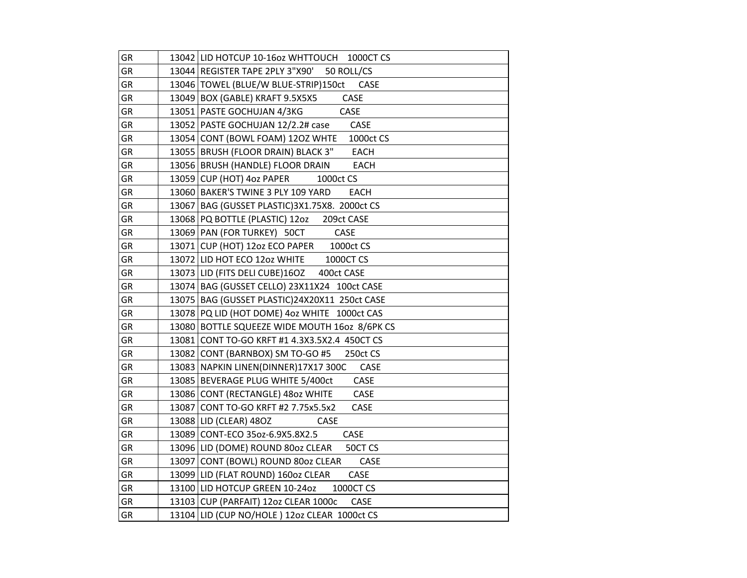| | | |
|---|---|---|
| GR | 13042 | LID HOTCUP 10-16oz WHTTOUCH    1000CT CS |
| GR | 13044 | REGISTER TAPE 2PLY 3"X90'    50 ROLL/CS |
| GR | 13046 | TOWEL (BLUE/W BLUE-STRIP)150ct    CASE |
| GR | 13049 | BOX (GABLE) KRAFT 9.5X5X5    CASE |
| GR | 13051 | PASTE GOCHUJAN 4/3KG    CASE |
| GR | 13052 | PASTE GOCHUJAN 12/2.2# case    CASE |
| GR | 13054 | CONT (BOWL FOAM) 12OZ WHTE    1000ct CS |
| GR | 13055 | BRUSH (FLOOR DRAIN) BLACK 3"    EACH |
| GR | 13056 | BRUSH (HANDLE) FLOOR DRAIN    EACH |
| GR | 13059 | CUP (HOT) 4oz PAPER    1000ct CS |
| GR | 13060 | BAKER'S TWINE 3 PLY 109 YARD    EACH |
| GR | 13067 | BAG (GUSSET PLASTIC)3X1.75X8.  2000ct CS |
| GR | 13068 | PQ BOTTLE (PLASTIC) 12oz    209ct CASE |
| GR | 13069 | PAN (FOR TURKEY)  50CT    CASE |
| GR | 13071 | CUP (HOT) 12oz ECO PAPER    1000ct CS |
| GR | 13072 | LID HOT ECO 12oz WHITE    1000CT CS |
| GR | 13073 | LID (FITS DELI CUBE)16OZ    400ct CASE |
| GR | 13074 | BAG (GUSSET CELLO) 23X11X24  100ct CASE |
| GR | 13075 | BAG (GUSSET PLASTIC)24X20X11  250ct CASE |
| GR | 13078 | PQ LID (HOT DOME) 4oz WHITE  1000ct CAS |
| GR | 13080 | BOTTLE SQUEEZE WIDE MOUTH 16oz  8/6PK CS |
| GR | 13081 | CONT TO-GO KRFT #1 4.3X3.5X2.4  450CT CS |
| GR | 13082 | CONT (BARNBOX) SM TO-GO #5    250ct CS |
| GR | 13083 | NAPKIN LINEN(DINNER)17X17 300C    CASE |
| GR | 13085 | BEVERAGE PLUG WHITE 5/400ct    CASE |
| GR | 13086 | CONT (RECTANGLE) 48oz WHITE    CASE |
| GR | 13087 | CONT TO-GO KRFT #2 7.75x5.5x2    CASE |
| GR | 13088 | LID (CLEAR) 48OZ    CASE |
| GR | 13089 | CONT-ECO 35oz-6.9X5.8X2.5    CASE |
| GR | 13096 | LID (DOME) ROUND 80oz CLEAR    50CT CS |
| GR | 13097 | CONT (BOWL) ROUND 80oz CLEAR    CASE |
| GR | 13099 | LID (FLAT ROUND) 160oz CLEAR    CASE |
| GR | 13100 | LID HOTCUP GREEN 10-24oz    1000CT CS |
| GR | 13103 | CUP (PARFAIT) 12oz CLEAR 1000c    CASE |
| GR | 13104 | LID (CUP NO/HOLE ) 12oz CLEAR  1000ct CS |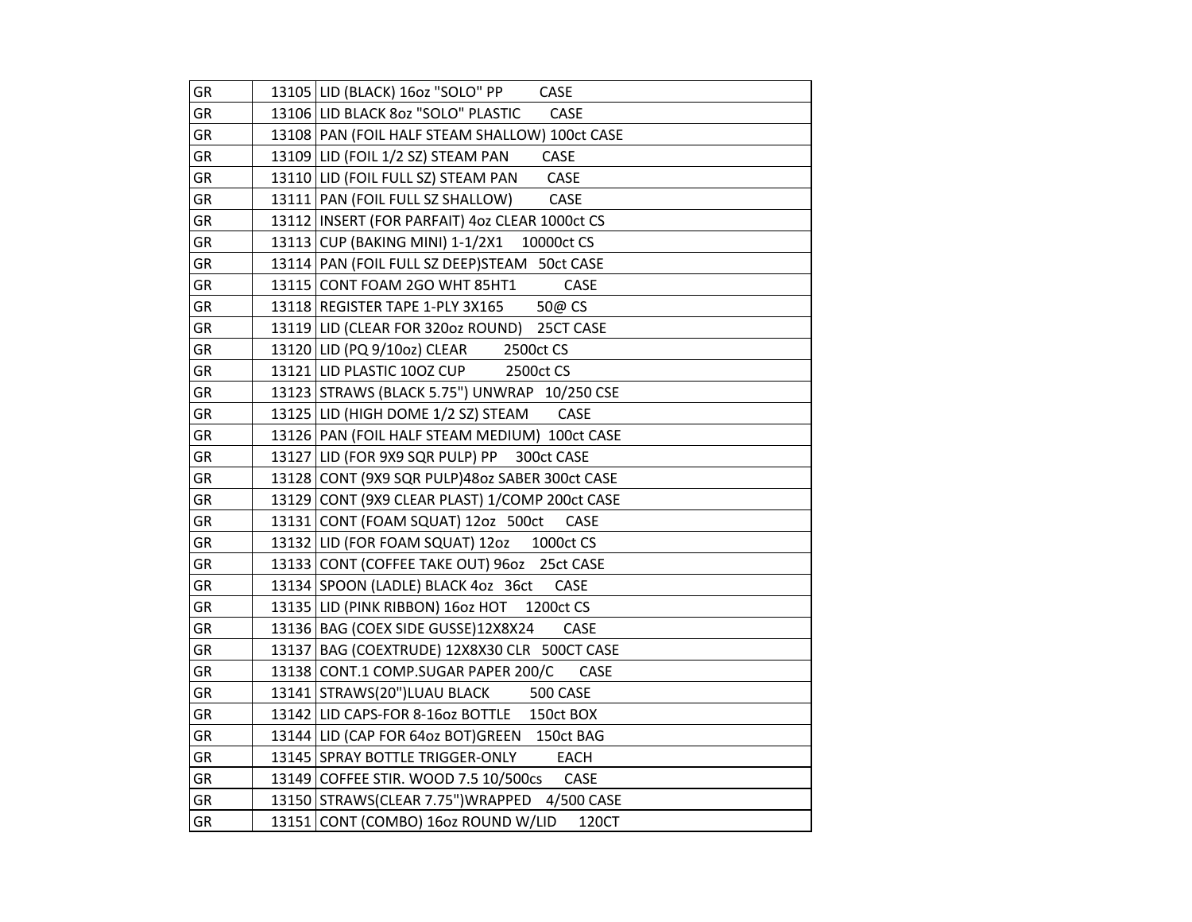| | | |
|---|---|---|
| GR | 13105 | LID (BLACK) 16oz "SOLO" PP CASE |
| GR | 13106 | LID BLACK 8oz "SOLO" PLASTIC CASE |
| GR | 13108 | PAN (FOIL HALF STEAM SHALLOW) 100ct CASE |
| GR | 13109 | LID (FOIL 1/2 SZ) STEAM PAN CASE |
| GR | 13110 | LID (FOIL FULL SZ) STEAM PAN CASE |
| GR | 13111 | PAN (FOIL FULL SZ SHALLOW) CASE |
| GR | 13112 | INSERT (FOR PARFAIT) 4oz CLEAR 1000ct CS |
| GR | 13113 | CUP (BAKING MINI) 1-1/2X1 10000ct CS |
| GR | 13114 | PAN (FOIL FULL SZ DEEP)STEAM 50ct CASE |
| GR | 13115 | CONT FOAM 2GO WHT 85HT1 CASE |
| GR | 13118 | REGISTER TAPE 1-PLY 3X165 50@ CS |
| GR | 13119 | LID (CLEAR FOR 320oz ROUND) 25CT CASE |
| GR | 13120 | LID (PQ 9/10oz) CLEAR 2500ct CS |
| GR | 13121 | LID PLASTIC 10OZ CUP 2500ct CS |
| GR | 13123 | STRAWS (BLACK 5.75") UNWRAP 10/250 CSE |
| GR | 13125 | LID (HIGH DOME 1/2 SZ) STEAM CASE |
| GR | 13126 | PAN (FOIL HALF STEAM MEDIUM) 100ct CASE |
| GR | 13127 | LID (FOR 9X9 SQR PULP) PP 300ct CASE |
| GR | 13128 | CONT (9X9 SQR PULP)48oz SABER 300ct CASE |
| GR | 13129 | CONT (9X9 CLEAR PLAST) 1/COMP 200ct CASE |
| GR | 13131 | CONT (FOAM SQUAT) 12oz 500ct CASE |
| GR | 13132 | LID (FOR FOAM SQUAT) 12oz 1000ct CS |
| GR | 13133 | CONT (COFFEE TAKE OUT) 96oz 25ct CASE |
| GR | 13134 | SPOON (LADLE) BLACK 4oz 36ct CASE |
| GR | 13135 | LID (PINK RIBBON) 16oz HOT 1200ct CS |
| GR | 13136 | BAG (COEX SIDE GUSSE)12X8X24 CASE |
| GR | 13137 | BAG (COEXTRUDE) 12X8X30 CLR 500CT CASE |
| GR | 13138 | CONT.1 COMP.SUGAR PAPER 200/C CASE |
| GR | 13141 | STRAWS(20")LUAU BLACK 500 CASE |
| GR | 13142 | LID CAPS-FOR 8-16oz BOTTLE 150ct BOX |
| GR | 13144 | LID (CAP FOR 64oz BOT)GREEN 150ct BAG |
| GR | 13145 | SPRAY BOTTLE TRIGGER-ONLY EACH |
| GR | 13149 | COFFEE STIR. WOOD 7.5 10/500cs CASE |
| GR | 13150 | STRAWS(CLEAR 7.75")WRAPPED 4/500 CASE |
| GR | 13151 | CONT (COMBO) 16oz ROUND W/LID 120CT |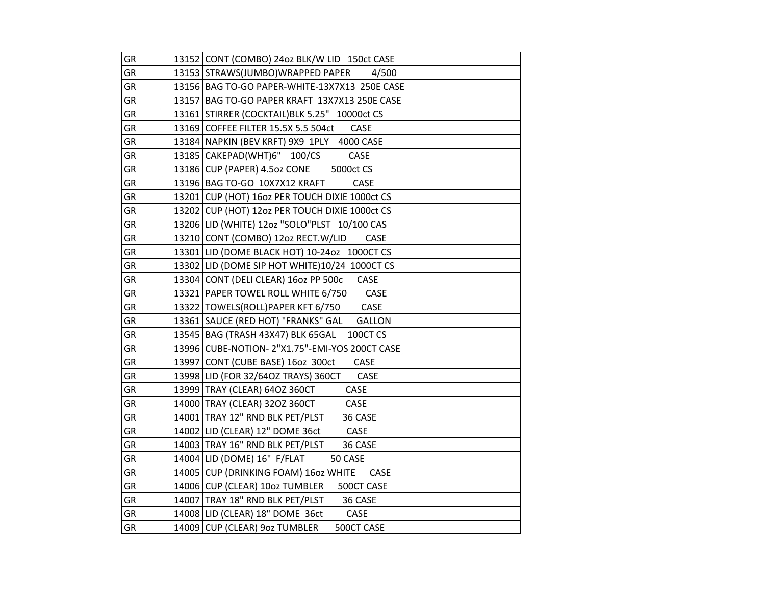| | | |
|---|---|---|
| GR | 13152 | CONT (COMBO) 24oz BLK/W LID 150ct CASE |
| GR | 13153 | STRAWS(JUMBO)WRAPPED PAPER 4/500 |
| GR | 13156 | BAG TO-GO PAPER-WHITE-13X7X13 250E CASE |
| GR | 13157 | BAG TO-GO PAPER KRAFT 13X7X13 250E CASE |
| GR | 13161 | STIRRER (COCKTAIL)BLK 5.25" 10000ct CS |
| GR | 13169 | COFFEE FILTER 15.5X 5.5 504ct CASE |
| GR | 13184 | NAPKIN (BEV KRFT) 9X9 1PLY 4000 CASE |
| GR | 13185 | CAKEPAD(WHT)6" 100/CS CASE |
| GR | 13186 | CUP (PAPER) 4.5oz CONE 5000ct CS |
| GR | 13196 | BAG TO-GO 10X7X12 KRAFT CASE |
| GR | 13201 | CUP (HOT) 16oz PER TOUCH DIXIE 1000ct CS |
| GR | 13202 | CUP (HOT) 12oz PER TOUCH DIXIE 1000ct CS |
| GR | 13206 | LID (WHITE) 12oz "SOLO"PLST 10/100 CAS |
| GR | 13210 | CONT (COMBO) 12oz RECT.W/LID CASE |
| GR | 13301 | LID (DOME BLACK HOT) 10-24oz 1000CT CS |
| GR | 13302 | LID (DOME SIP HOT WHITE)10/24 1000CT CS |
| GR | 13304 | CONT (DELI CLEAR) 16oz PP 500c CASE |
| GR | 13321 | PAPER TOWEL ROLL WHITE 6/750 CASE |
| GR | 13322 | TOWELS(ROLL)PAPER KFT 6/750 CASE |
| GR | 13361 | SAUCE (RED HOT) "FRANKS" GAL GALLON |
| GR | 13545 | BAG (TRASH 43X47) BLK 65GAL 100CT CS |
| GR | 13996 | CUBE-NOTION- 2"X1.75"-EMI-YOS 200CT CASE |
| GR | 13997 | CONT (CUBE BASE) 16oz 300ct CASE |
| GR | 13998 | LID (FOR 32/64OZ TRAYS) 360CT CASE |
| GR | 13999 | TRAY (CLEAR) 64OZ 360CT CASE |
| GR | 14000 | TRAY (CLEAR) 32OZ 360CT CASE |
| GR | 14001 | TRAY 12" RND BLK PET/PLST 36 CASE |
| GR | 14002 | LID (CLEAR) 12" DOME 36ct CASE |
| GR | 14003 | TRAY 16" RND BLK PET/PLST 36 CASE |
| GR | 14004 | LID (DOME) 16" F/FLAT 50 CASE |
| GR | 14005 | CUP (DRINKING FOAM) 16oz WHITE CASE |
| GR | 14006 | CUP (CLEAR) 10oz TUMBLER 500CT CASE |
| GR | 14007 | TRAY 18" RND BLK PET/PLST 36 CASE |
| GR | 14008 | LID (CLEAR) 18" DOME 36ct CASE |
| GR | 14009 | CUP (CLEAR) 9oz TUMBLER 500CT CASE |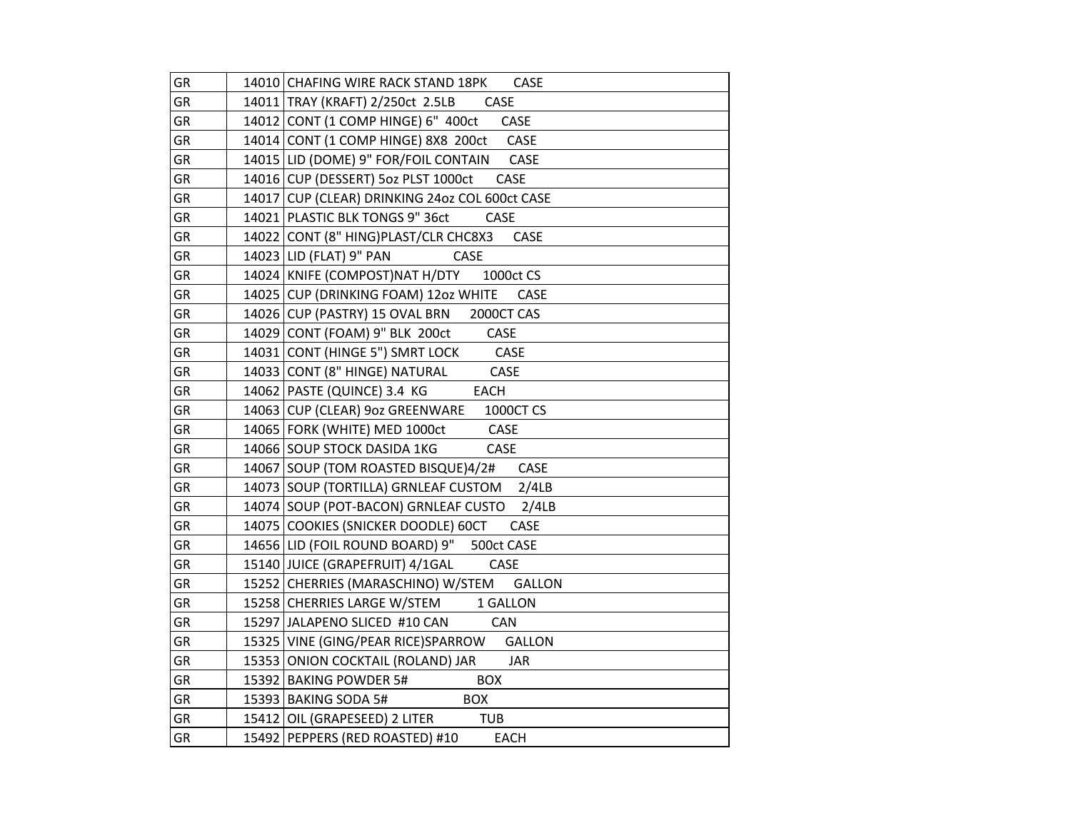| | | |
|---|---|---|
| GR | 14010 | CHAFING WIRE RACK STAND 18PK CASE |
| GR | 14011 | TRAY (KRAFT) 2/250ct 2.5LB CASE |
| GR | 14012 | CONT (1 COMP HINGE) 6" 400ct CASE |
| GR | 14014 | CONT (1 COMP HINGE) 8X8 200ct CASE |
| GR | 14015 | LID (DOME) 9" FOR/FOIL CONTAIN CASE |
| GR | 14016 | CUP (DESSERT) 5oz PLST 1000ct CASE |
| GR | 14017 | CUP (CLEAR) DRINKING 24oz COL 600ct CASE |
| GR | 14021 | PLASTIC BLK TONGS 9" 36ct CASE |
| GR | 14022 | CONT (8" HING)PLAST/CLR CHC8X3 CASE |
| GR | 14023 | LID (FLAT) 9" PAN CASE |
| GR | 14024 | KNIFE (COMPOST)NAT H/DTY 1000ct CS |
| GR | 14025 | CUP (DRINKING FOAM) 12oz WHITE CASE |
| GR | 14026 | CUP (PASTRY) 15 OVAL BRN 2000CT CAS |
| GR | 14029 | CONT (FOAM) 9" BLK 200ct CASE |
| GR | 14031 | CONT (HINGE 5") SMRT LOCK CASE |
| GR | 14033 | CONT (8" HINGE) NATURAL CASE |
| GR | 14062 | PASTE (QUINCE) 3.4 KG EACH |
| GR | 14063 | CUP (CLEAR) 9oz GREENWARE 1000CT CS |
| GR | 14065 | FORK (WHITE) MED 1000ct CASE |
| GR | 14066 | SOUP STOCK DASIDA 1KG CASE |
| GR | 14067 | SOUP (TOM ROASTED BISQUE)4/2# CASE |
| GR | 14073 | SOUP (TORTILLA) GRNLEAF CUSTOM 2/4LB |
| GR | 14074 | SOUP (POT-BACON) GRNLEAF CUSTO 2/4LB |
| GR | 14075 | COOKIES (SNICKER DOODLE) 60CT CASE |
| GR | 14656 | LID (FOIL ROUND BOARD) 9" 500ct CASE |
| GR | 15140 | JUICE (GRAPEFRUIT) 4/1GAL CASE |
| GR | 15252 | CHERRIES (MARASCHINO) W/STEM GALLON |
| GR | 15258 | CHERRIES LARGE W/STEM 1 GALLON |
| GR | 15297 | JALAPENO SLICED #10 CAN CAN |
| GR | 15325 | VINE (GING/PEAR RICE)SPARROW GALLON |
| GR | 15353 | ONION COCKTAIL (ROLAND) JAR JAR |
| GR | 15392 | BAKING POWDER 5# BOX |
| GR | 15393 | BAKING SODA 5# BOX |
| GR | 15412 | OIL (GRAPESEED) 2 LITER TUB |
| GR | 15492 | PEPPERS (RED ROASTED) #10 EACH |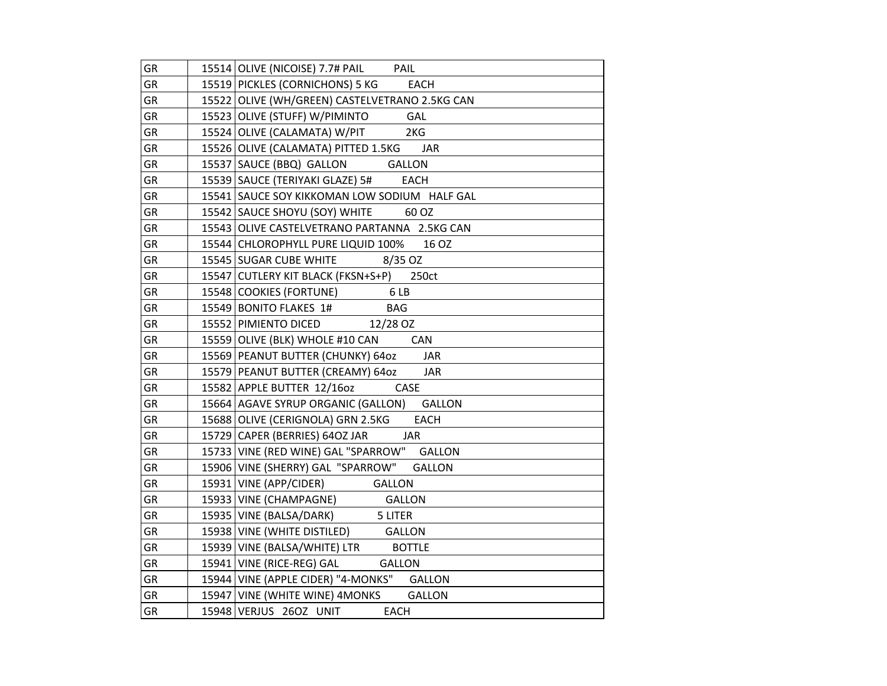| GR | 15514 | OLIVE (NICOISE) 7.7# PAIL PAIL |
|---|---|---|
| GR | 15519 | PICKLES (CORNICHONS) 5 KG EACH |
| GR | 15522 | OLIVE (WH/GREEN) CASTELVETRANO 2.5KG CAN |
| GR | 15523 | OLIVE (STUFF) W/PIMINTO GAL |
| GR | 15524 | OLIVE (CALAMATA) W/PIT 2KG |
| GR | 15526 | OLIVE (CALAMATA) PITTED 1.5KG JAR |
| GR | 15537 | SAUCE (BBQ) GALLON GALLON |
| GR | 15539 | SAUCE (TERIYAKI GLAZE) 5# EACH |
| GR | 15541 | SAUCE SOY KIKKOMAN LOW SODIUM HALF GAL |
| GR | 15542 | SAUCE SHOYU (SOY) WHITE 60 OZ |
| GR | 15543 | OLIVE CASTELVETRANO PARTANNA 2.5KG CAN |
| GR | 15544 | CHLOROPHYLL PURE LIQUID 100% 16 OZ |
| GR | 15545 | SUGAR CUBE WHITE 8/35 OZ |
| GR | 15547 | CUTLERY KIT BLACK (FKSN+S+P) 250ct |
| GR | 15548 | COOKIES (FORTUNE) 6 LB |
| GR | 15549 | BONITO FLAKES 1# BAG |
| GR | 15552 | PIMIENTO DICED 12/28 OZ |
| GR | 15559 | OLIVE (BLK) WHOLE #10 CAN CAN |
| GR | 15569 | PEANUT BUTTER (CHUNKY) 64oz JAR |
| GR | 15579 | PEANUT BUTTER (CREAMY) 64oz JAR |
| GR | 15582 | APPLE BUTTER 12/16oz CASE |
| GR | 15664 | AGAVE SYRUP ORGANIC (GALLON) GALLON |
| GR | 15688 | OLIVE (CERIGNOLA) GRN 2.5KG EACH |
| GR | 15729 | CAPER (BERRIES) 64OZ JAR JAR |
| GR | 15733 | VINE (RED WINE) GAL "SPARROW" GALLON |
| GR | 15906 | VINE (SHERRY) GAL "SPARROW" GALLON |
| GR | 15931 | VINE (APP/CIDER) GALLON |
| GR | 15933 | VINE (CHAMPAGNE) GALLON |
| GR | 15935 | VINE (BALSA/DARK) 5 LITER |
| GR | 15938 | VINE (WHITE DISTILED) GALLON |
| GR | 15939 | VINE (BALSA/WHITE) LTR BOTTLE |
| GR | 15941 | VINE (RICE-REG) GAL GALLON |
| GR | 15944 | VINE (APPLE CIDER) "4-MONKS" GALLON |
| GR | 15947 | VINE (WHITE WINE) 4MONKS GALLON |
| GR | 15948 | VERJUS 26OZ UNIT EACH |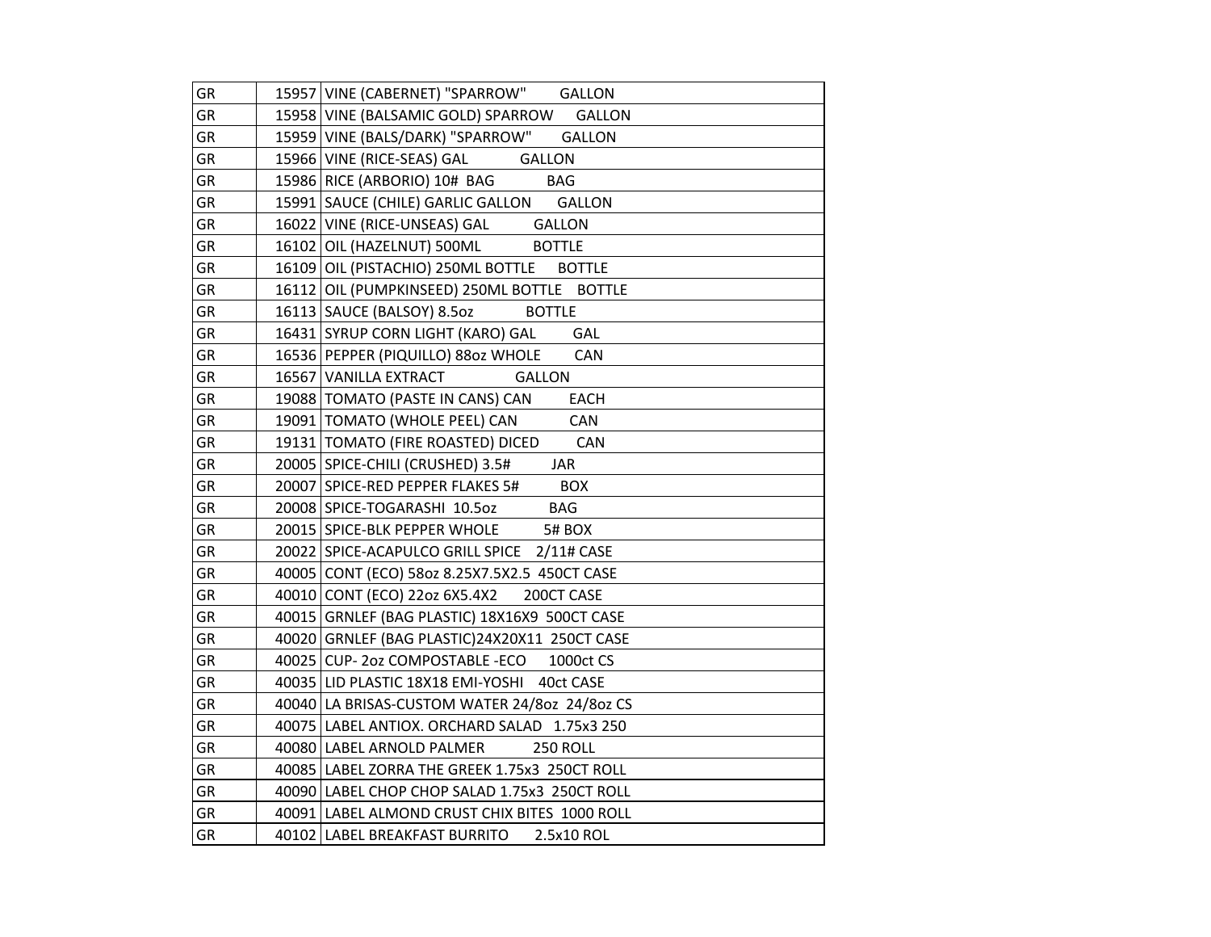| | | |
|---|---|---|
| GR | 15957 | VINE (CABERNET) "SPARROW"        GALLON |
| GR | 15958 | VINE (BALSAMIC GOLD) SPARROW      GALLON |
| GR | 15959 | VINE (BALS/DARK) "SPARROW"       GALLON |
| GR | 15966 | VINE (RICE-SEAS) GAL           GALLON |
| GR | 15986 | RICE (ARBORIO) 10# BAG           BAG |
| GR | 15991 | SAUCE (CHILE) GARLIC GALLON       GALLON |
| GR | 16022 | VINE (RICE-UNSEAS) GAL          GALLON |
| GR | 16102 | OIL (HAZELNUT) 500ML           BOTTLE |
| GR | 16109 | OIL (PISTACHIO) 250ML BOTTLE      BOTTLE |
| GR | 16112 | OIL (PUMPKINSEED) 250ML BOTTLE    BOTTLE |
| GR | 16113 | SAUCE (BALSOY) 8.5oz           BOTTLE |
| GR | 16431 | SYRUP CORN LIGHT (KARO) GAL        GAL |
| GR | 16536 | PEPPER (PIQUILLO) 88oz WHOLE       CAN |
| GR | 16567 | VANILLA EXTRACT              GALLON |
| GR | 19088 | TOMATO (PASTE IN CANS) CAN        EACH |
| GR | 19091 | TOMATO (WHOLE PEEL) CAN          CAN |
| GR | 19131 | TOMATO (FIRE ROASTED) DICED        CAN |
| GR | 20005 | SPICE-CHILI (CRUSHED) 3.5#         JAR |
| GR | 20007 | SPICE-RED PEPPER FLAKES 5#         BOX |
| GR | 20008 | SPICE-TOGARASHI 10.5oz           BAG |
| GR | 20015 | SPICE-BLK PEPPER WHOLE          5# BOX |
| GR | 20022 | SPICE-ACAPULCO GRILL SPICE   2/11# CASE |
| GR | 40005 | CONT (ECO) 58oz 8.25X7.5X2.5 450CT CASE |
| GR | 40010 | CONT (ECO) 22oz 6X5.4X2       200CT CASE |
| GR | 40015 | GRNLEF (BAG PLASTIC) 18X16X9 500CT CASE |
| GR | 40020 | GRNLEF (BAG PLASTIC)24X20X11 250CT CASE |
| GR | 40025 | CUP- 2oz COMPOSTABLE -ECO      1000ct CS |
| GR | 40035 | LID PLASTIC 18X18 EMI-YOSHI   40ct CASE |
| GR | 40040 | LA BRISAS-CUSTOM WATER 24/8oz 24/8oz CS |
| GR | 40075 | LABEL ANTIOX. ORCHARD SALAD  1.75x3 250 |
| GR | 40080 | LABEL ARNOLD PALMER          250 ROLL |
| GR | 40085 | LABEL ZORRA THE GREEK 1.75x3 250CT ROLL |
| GR | 40090 | LABEL CHOP CHOP SALAD 1.75x3 250CT ROLL |
| GR | 40091 | LABEL ALMOND CRUST CHIX BITES 1000 ROLL |
| GR | 40102 | LABEL BREAKFAST BURRITO      2.5x10 ROL |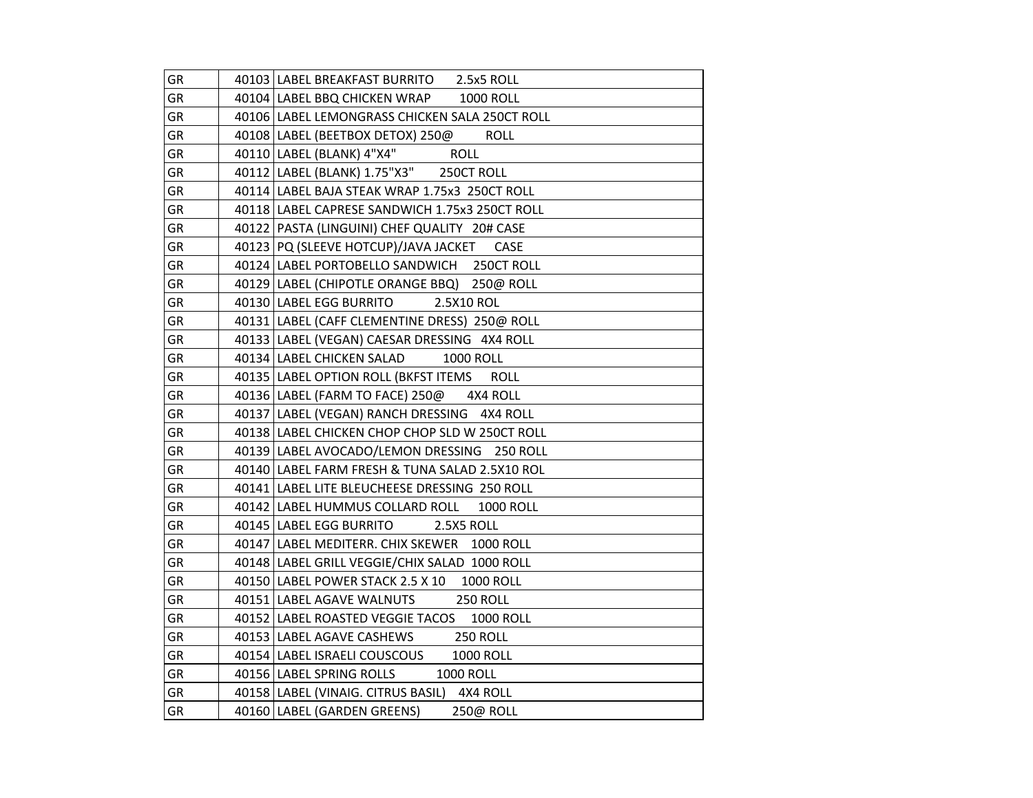| | | |
|---|---|---|
| GR | 40103 | LABEL BREAKFAST BURRITO 2.5x5 ROLL |
| GR | 40104 | LABEL BBQ CHICKEN WRAP 1000 ROLL |
| GR | 40106 | LABEL LEMONGRASS CHICKEN SALA 250CT ROLL |
| GR | 40108 | LABEL (BEETBOX DETOX) 250@ ROLL |
| GR | 40110 | LABEL (BLANK) 4"X4" ROLL |
| GR | 40112 | LABEL (BLANK) 1.75"X3" 250CT ROLL |
| GR | 40114 | LABEL BAJA STEAK WRAP 1.75x3 250CT ROLL |
| GR | 40118 | LABEL CAPRESE SANDWICH 1.75x3 250CT ROLL |
| GR | 40122 | PASTA (LINGUINI) CHEF QUALITY 20# CASE |
| GR | 40123 | PQ (SLEEVE HOTCUP)/JAVA JACKET CASE |
| GR | 40124 | LABEL PORTOBELLO SANDWICH 250CT ROLL |
| GR | 40129 | LABEL (CHIPOTLE ORANGE BBQ) 250@ ROLL |
| GR | 40130 | LABEL EGG BURRITO 2.5X10 ROL |
| GR | 40131 | LABEL (CAFF CLEMENTINE DRESS) 250@ ROLL |
| GR | 40133 | LABEL (VEGAN) CAESAR DRESSING 4X4 ROLL |
| GR | 40134 | LABEL CHICKEN SALAD 1000 ROLL |
| GR | 40135 | LABEL OPTION ROLL (BKFST ITEMS ROLL |
| GR | 40136 | LABEL (FARM TO FACE) 250@ 4X4 ROLL |
| GR | 40137 | LABEL (VEGAN) RANCH DRESSING 4X4 ROLL |
| GR | 40138 | LABEL CHICKEN CHOP CHOP SLD W 250CT ROLL |
| GR | 40139 | LABEL AVOCADO/LEMON DRESSING 250 ROLL |
| GR | 40140 | LABEL FARM FRESH & TUNA SALAD 2.5X10 ROL |
| GR | 40141 | LABEL LITE BLEUCHEESE DRESSING 250 ROLL |
| GR | 40142 | LABEL HUMMUS COLLARD ROLL 1000 ROLL |
| GR | 40145 | LABEL EGG BURRITO 2.5X5 ROLL |
| GR | 40147 | LABEL MEDITERR. CHIX SKEWER 1000 ROLL |
| GR | 40148 | LABEL GRILL VEGGIE/CHIX SALAD 1000 ROLL |
| GR | 40150 | LABEL POWER STACK 2.5 X 10 1000 ROLL |
| GR | 40151 | LABEL AGAVE WALNUTS 250 ROLL |
| GR | 40152 | LABEL ROASTED VEGGIE TACOS 1000 ROLL |
| GR | 40153 | LABEL AGAVE CASHEWS 250 ROLL |
| GR | 40154 | LABEL ISRAELI COUSCOUS 1000 ROLL |
| GR | 40156 | LABEL SPRING ROLLS 1000 ROLL |
| GR | 40158 | LABEL (VINAIG. CITRUS BASIL) 4X4 ROLL |
| GR | 40160 | LABEL (GARDEN GREENS) 250@ ROLL |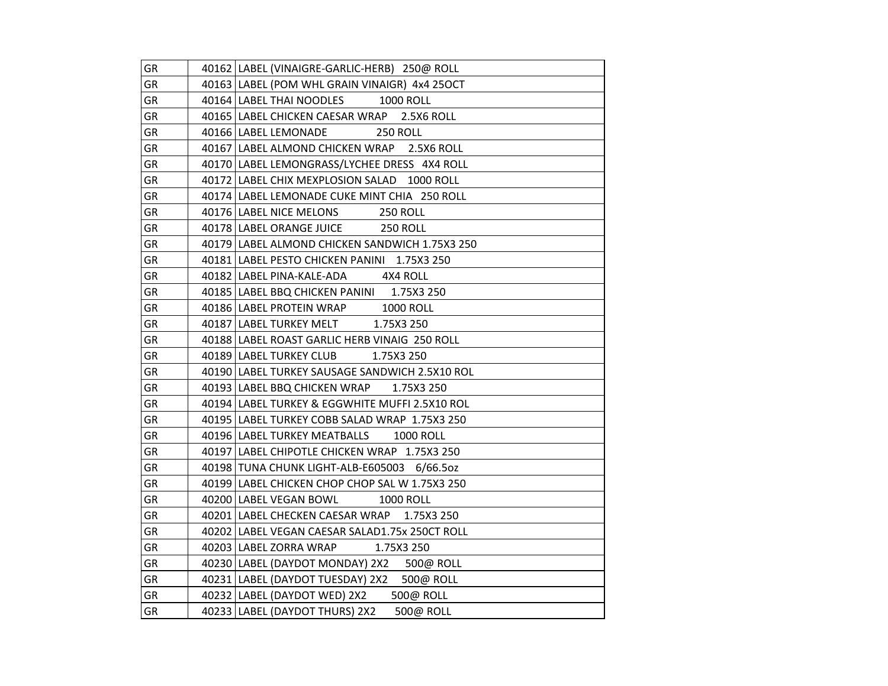| GR | 40162 | LABEL (VINAIGRE-GARLIC-HERB) 250@ ROLL |
|---|---|---|
| GR | 40163 | LABEL (POM WHL GRAIN VINAIGR) 4x4 25OCT |
| GR | 40164 | LABEL THAI NOODLES 1000 ROLL |
| GR | 40165 | LABEL CHICKEN CAESAR WRAP 2.5X6 ROLL |
| GR | 40166 | LABEL LEMONADE 250 ROLL |
| GR | 40167 | LABEL ALMOND CHICKEN WRAP 2.5X6 ROLL |
| GR | 40170 | LABEL LEMONGRASS/LYCHEE DRESS 4X4 ROLL |
| GR | 40172 | LABEL CHIX MEXPLOSION SALAD 1000 ROLL |
| GR | 40174 | LABEL LEMONADE CUKE MINT CHIA 250 ROLL |
| GR | 40176 | LABEL NICE MELONS 250 ROLL |
| GR | 40178 | LABEL ORANGE JUICE 250 ROLL |
| GR | 40179 | LABEL ALMOND CHICKEN SANDWICH 1.75X3 250 |
| GR | 40181 | LABEL PESTO CHICKEN PANINI 1.75X3 250 |
| GR | 40182 | LABEL PINA-KALE-ADA 4X4 ROLL |
| GR | 40185 | LABEL BBQ CHICKEN PANINI 1.75X3 250 |
| GR | 40186 | LABEL PROTEIN WRAP 1000 ROLL |
| GR | 40187 | LABEL TURKEY MELT 1.75X3 250 |
| GR | 40188 | LABEL ROAST GARLIC HERB VINAIG 250 ROLL |
| GR | 40189 | LABEL TURKEY CLUB 1.75X3 250 |
| GR | 40190 | LABEL TURKEY SAUSAGE SANDWICH 2.5X10 ROL |
| GR | 40193 | LABEL BBQ CHICKEN WRAP 1.75X3 250 |
| GR | 40194 | LABEL TURKEY & EGGWHITE MUFFI 2.5X10 ROL |
| GR | 40195 | LABEL TURKEY COBB SALAD WRAP 1.75X3 250 |
| GR | 40196 | LABEL TURKEY MEATBALLS 1000 ROLL |
| GR | 40197 | LABEL CHIPOTLE CHICKEN WRAP 1.75X3 250 |
| GR | 40198 | TUNA CHUNK LIGHT-ALB-E605003 6/66.5oz |
| GR | 40199 | LABEL CHICKEN CHOP CHOP SAL W 1.75X3 250 |
| GR | 40200 | LABEL VEGAN BOWL 1000 ROLL |
| GR | 40201 | LABEL CHECKEN CAESAR WRAP 1.75X3 250 |
| GR | 40202 | LABEL VEGAN CAESAR SALAD1.75x 250CT ROLL |
| GR | 40203 | LABEL ZORRA WRAP 1.75X3 250 |
| GR | 40230 | LABEL (DAYDOT MONDAY) 2X2 500@ ROLL |
| GR | 40231 | LABEL (DAYDOT TUESDAY) 2X2 500@ ROLL |
| GR | 40232 | LABEL (DAYDOT WED) 2X2 500@ ROLL |
| GR | 40233 | LABEL (DAYDOT THURS) 2X2 500@ ROLL |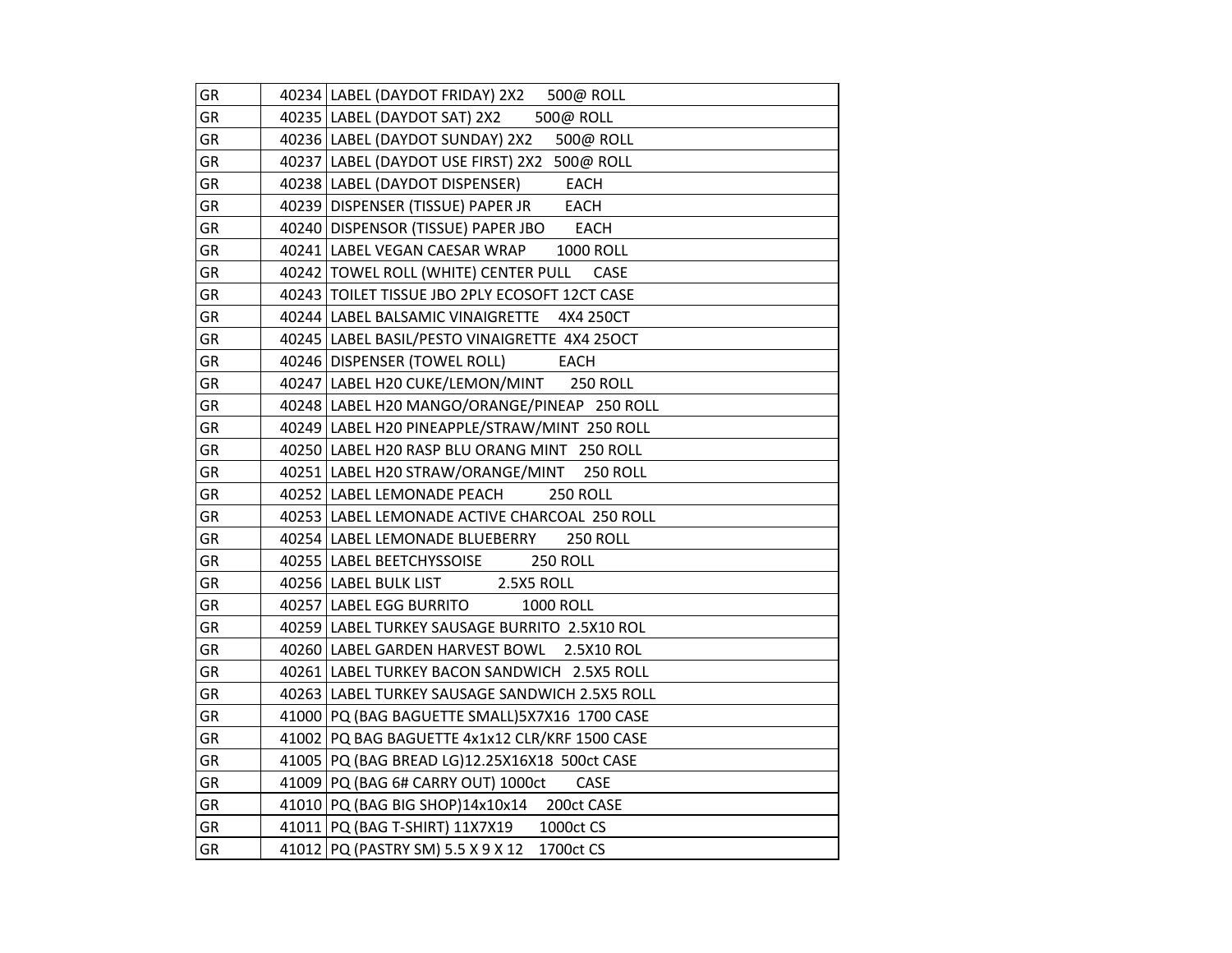| | | |
|---|---|---|
| GR | 40234 | LABEL (DAYDOT FRIDAY) 2X2 500@ ROLL |
| GR | 40235 | LABEL (DAYDOT SAT) 2X2 500@ ROLL |
| GR | 40236 | LABEL (DAYDOT SUNDAY) 2X2 500@ ROLL |
| GR | 40237 | LABEL (DAYDOT USE FIRST) 2X2 500@ ROLL |
| GR | 40238 | LABEL (DAYDOT DISPENSER) EACH |
| GR | 40239 | DISPENSER (TISSUE) PAPER JR EACH |
| GR | 40240 | DISPENSOR (TISSUE) PAPER JBO EACH |
| GR | 40241 | LABEL VEGAN CAESAR WRAP 1000 ROLL |
| GR | 40242 | TOWEL ROLL (WHITE) CENTER PULL CASE |
| GR | 40243 | TOILET TISSUE JBO 2PLY ECOSOFT 12CT CASE |
| GR | 40244 | LABEL BALSAMIC VINAIGRETTE 4X4 250CT |
| GR | 40245 | LABEL BASIL/PESTO VINAIGRETTE 4X4 25OCT |
| GR | 40246 | DISPENSER (TOWEL ROLL) EACH |
| GR | 40247 | LABEL H20 CUKE/LEMON/MINT 250 ROLL |
| GR | 40248 | LABEL H20 MANGO/ORANGE/PINEAP 250 ROLL |
| GR | 40249 | LABEL H20 PINEAPPLE/STRAW/MINT 250 ROLL |
| GR | 40250 | LABEL H20 RASP BLU ORANG MINT 250 ROLL |
| GR | 40251 | LABEL H20 STRAW/ORANGE/MINT 250 ROLL |
| GR | 40252 | LABEL LEMONADE PEACH 250 ROLL |
| GR | 40253 | LABEL LEMONADE ACTIVE CHARCOAL 250 ROLL |
| GR | 40254 | LABEL LEMONADE BLUEBERRY 250 ROLL |
| GR | 40255 | LABEL BEETCHYSSOISE 250 ROLL |
| GR | 40256 | LABEL BULK LIST 2.5X5 ROLL |
| GR | 40257 | LABEL EGG BURRITO 1000 ROLL |
| GR | 40259 | LABEL TURKEY SAUSAGE BURRITO 2.5X10 ROL |
| GR | 40260 | LABEL GARDEN HARVEST BOWL 2.5X10 ROL |
| GR | 40261 | LABEL TURKEY BACON SANDWICH 2.5X5 ROLL |
| GR | 40263 | LABEL TURKEY SAUSAGE SANDWICH 2.5X5 ROLL |
| GR | 41000 | PQ (BAG BAGUETTE SMALL)5X7X16 1700 CASE |
| GR | 41002 | PQ BAG BAGUETTE 4x1x12 CLR/KRF 1500 CASE |
| GR | 41005 | PQ (BAG BREAD LG)12.25X16X18 500ct CASE |
| GR | 41009 | PQ (BAG 6# CARRY OUT) 1000ct CASE |
| GR | 41010 | PQ (BAG BIG SHOP)14x10x14 200ct CASE |
| GR | 41011 | PQ (BAG T-SHIRT) 11X7X19 1000ct CS |
| GR | 41012 | PQ (PASTRY SM) 5.5 X 9 X 12 1700ct CS |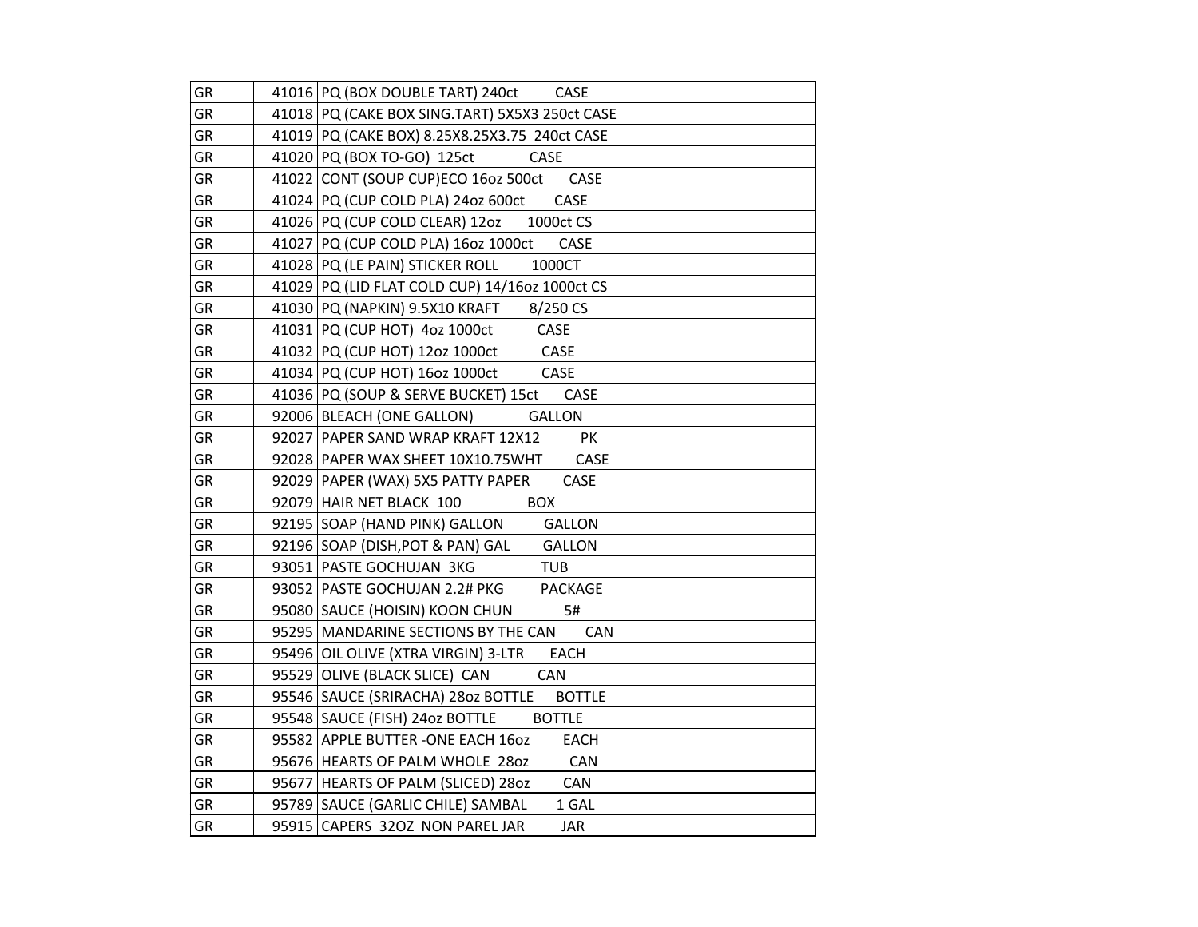| | | |
|---|---|---|
| GR | 41016 | PQ (BOX DOUBLE TART) 240ct CASE |
| GR | 41018 | PQ (CAKE BOX SING.TART) 5X5X3 250ct CASE |
| GR | 41019 | PQ (CAKE BOX) 8.25X8.25X3.75 240ct CASE |
| GR | 41020 | PQ (BOX TO-GO) 125ct CASE |
| GR | 41022 | CONT (SOUP CUP)ECO 16oz 500ct CASE |
| GR | 41024 | PQ (CUP COLD PLA) 24oz 600ct CASE |
| GR | 41026 | PQ (CUP COLD CLEAR) 12oz 1000ct CS |
| GR | 41027 | PQ (CUP COLD PLA) 16oz 1000ct CASE |
| GR | 41028 | PQ (LE PAIN) STICKER ROLL 1000CT |
| GR | 41029 | PQ (LID FLAT COLD CUP) 14/16oz 1000ct CS |
| GR | 41030 | PQ (NAPKIN) 9.5X10 KRAFT 8/250 CS |
| GR | 41031 | PQ (CUP HOT) 4oz 1000ct CASE |
| GR | 41032 | PQ (CUP HOT) 12oz 1000ct CASE |
| GR | 41034 | PQ (CUP HOT) 16oz 1000ct CASE |
| GR | 41036 | PQ (SOUP & SERVE BUCKET) 15ct CASE |
| GR | 92006 | BLEACH (ONE GALLON) GALLON |
| GR | 92027 | PAPER SAND WRAP KRAFT 12X12 PK |
| GR | 92028 | PAPER WAX SHEET 10X10.75WHT CASE |
| GR | 92029 | PAPER (WAX) 5X5 PATTY PAPER CASE |
| GR | 92079 | HAIR NET BLACK 100 BOX |
| GR | 92195 | SOAP (HAND PINK) GALLON GALLON |
| GR | 92196 | SOAP (DISH,POT & PAN) GAL GALLON |
| GR | 93051 | PASTE GOCHUJAN 3KG TUB |
| GR | 93052 | PASTE GOCHUJAN 2.2# PKG PACKAGE |
| GR | 95080 | SAUCE (HOISIN) KOON CHUN 5# |
| GR | 95295 | MANDARINE SECTIONS BY THE CAN CAN |
| GR | 95496 | OIL OLIVE (XTRA VIRGIN) 3-LTR EACH |
| GR | 95529 | OLIVE (BLACK SLICE) CAN CAN |
| GR | 95546 | SAUCE (SRIRACHA) 28oz BOTTLE BOTTLE |
| GR | 95548 | SAUCE (FISH) 24oz BOTTLE BOTTLE |
| GR | 95582 | APPLE BUTTER -ONE EACH 16oz EACH |
| GR | 95676 | HEARTS OF PALM WHOLE 28oz CAN |
| GR | 95677 | HEARTS OF PALM (SLICED) 28oz CAN |
| GR | 95789 | SAUCE (GARLIC CHILE) SAMBAL 1 GAL |
| GR | 95915 | CAPERS 32OZ NON PAREL JAR JAR |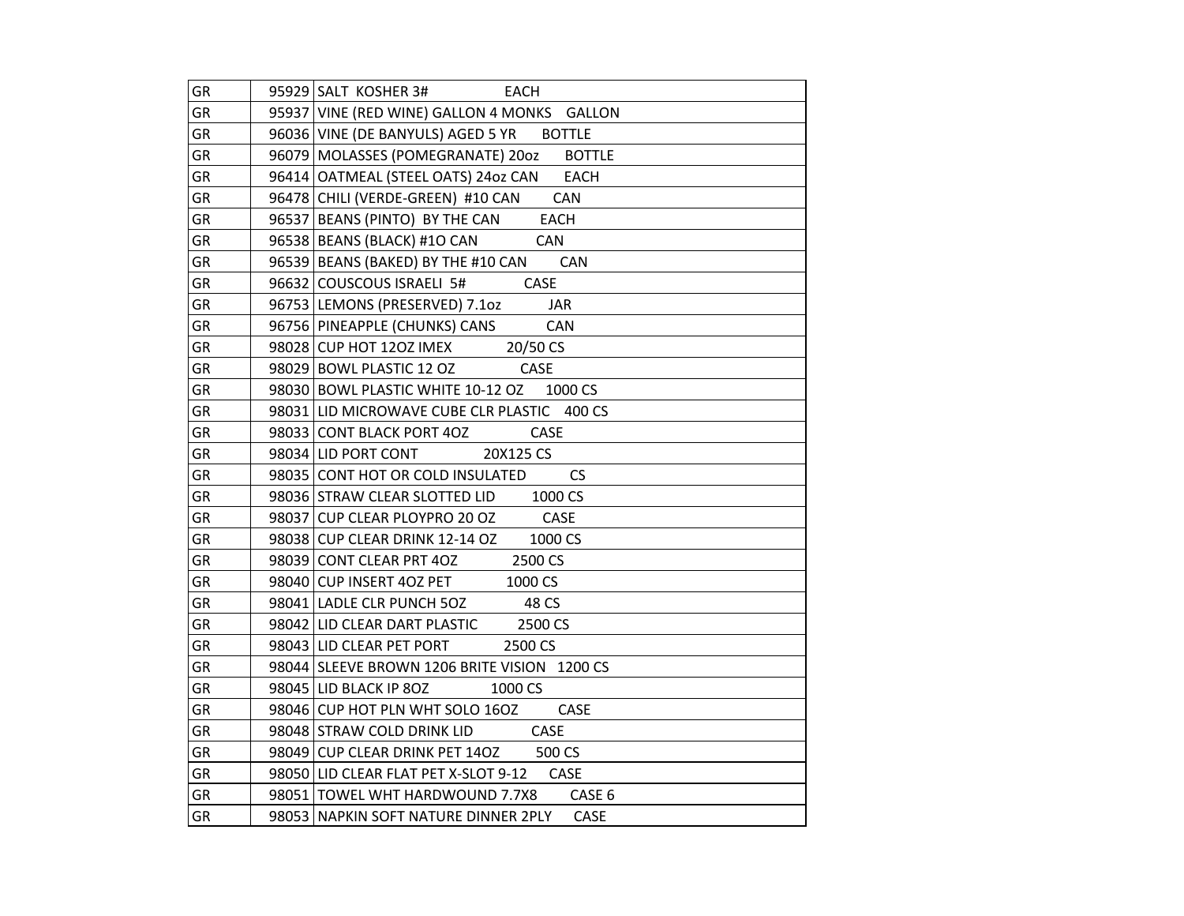| | | |
|---|---|---|
| GR | 95929 | SALT KOSHER 3# EACH |
| GR | 95937 | VINE (RED WINE) GALLON 4 MONKS GALLON |
| GR | 96036 | VINE (DE BANYULS) AGED 5 YR BOTTLE |
| GR | 96079 | MOLASSES (POMEGRANATE) 20oz BOTTLE |
| GR | 96414 | OATMEAL (STEEL OATS) 24oz CAN EACH |
| GR | 96478 | CHILI (VERDE-GREEN) #10 CAN CAN |
| GR | 96537 | BEANS (PINTO) BY THE CAN EACH |
| GR | 96538 | BEANS (BLACK) #1O CAN CAN |
| GR | 96539 | BEANS (BAKED) BY THE #10 CAN CAN |
| GR | 96632 | COUSCOUS ISRAELI 5# CASE |
| GR | 96753 | LEMONS (PRESERVED) 7.1oz JAR |
| GR | 96756 | PINEAPPLE (CHUNKS) CANS CAN |
| GR | 98028 | CUP HOT 12OZ IMEX 20/50 CS |
| GR | 98029 | BOWL PLASTIC 12 OZ CASE |
| GR | 98030 | BOWL PLASTIC WHITE 10-12 OZ 1000 CS |
| GR | 98031 | LID MICROWAVE CUBE CLR PLASTIC 400 CS |
| GR | 98033 | CONT BLACK PORT 4OZ CASE |
| GR | 98034 | LID PORT CONT 20X125 CS |
| GR | 98035 | CONT HOT OR COLD INSULATED CS |
| GR | 98036 | STRAW CLEAR SLOTTED LID 1000 CS |
| GR | 98037 | CUP CLEAR PLOYPRO 20 OZ CASE |
| GR | 98038 | CUP CLEAR DRINK 12-14 OZ 1000 CS |
| GR | 98039 | CONT CLEAR PRT 4OZ 2500 CS |
| GR | 98040 | CUP INSERT 4OZ PET 1000 CS |
| GR | 98041 | LADLE CLR PUNCH 5OZ 48 CS |
| GR | 98042 | LID CLEAR DART PLASTIC 2500 CS |
| GR | 98043 | LID CLEAR PET PORT 2500 CS |
| GR | 98044 | SLEEVE BROWN 1206 BRITE VISION 1200 CS |
| GR | 98045 | LID BLACK IP 8OZ 1000 CS |
| GR | 98046 | CUP HOT PLN WHT SOLO 16OZ CASE |
| GR | 98048 | STRAW COLD DRINK LID CASE |
| GR | 98049 | CUP CLEAR DRINK PET 14OZ 500 CS |
| GR | 98050 | LID CLEAR FLAT PET X-SLOT 9-12 CASE |
| GR | 98051 | TOWEL WHT HARDWOUND 7.7X8 CASE 6 |
| GR | 98053 | NAPKIN SOFT NATURE DINNER 2PLY CASE |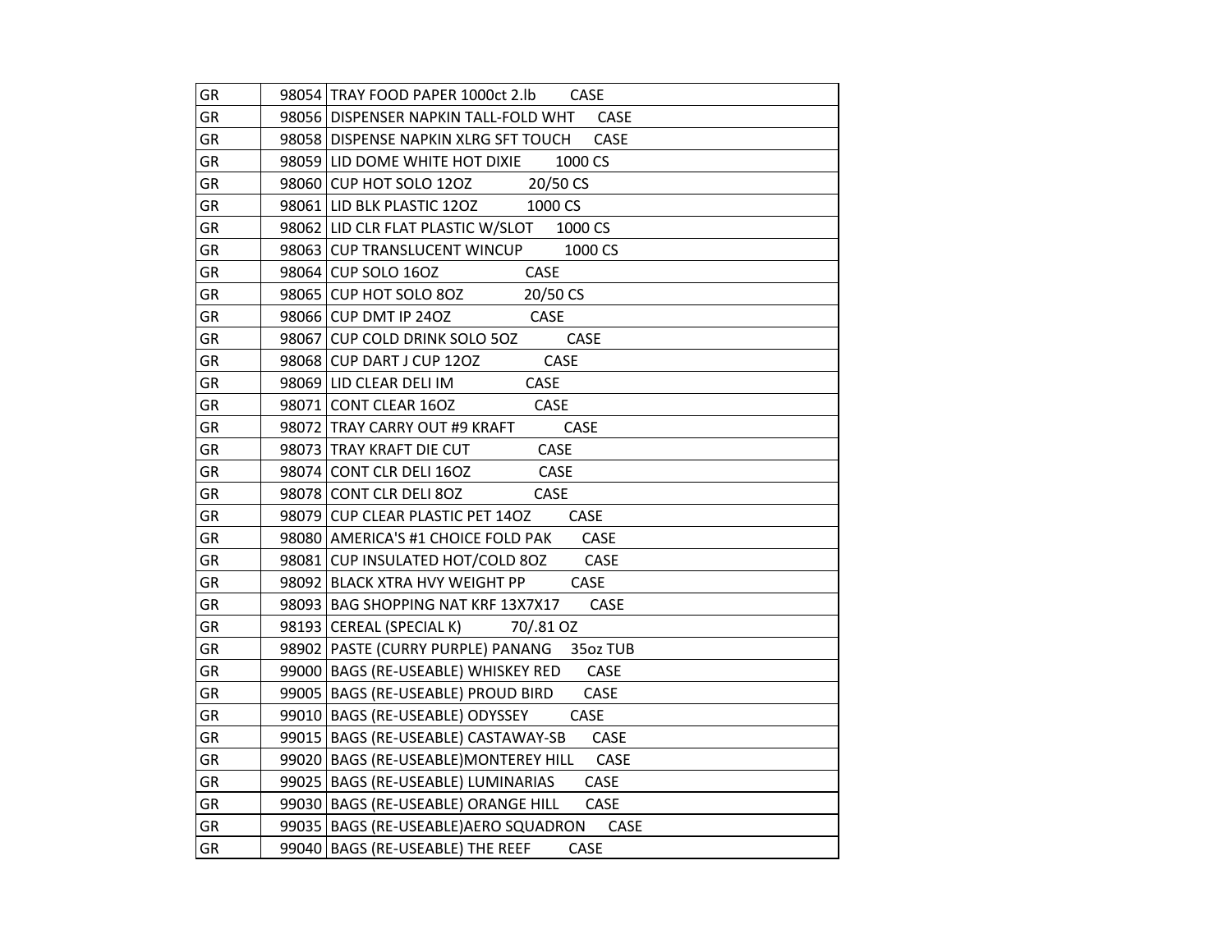| | | |
|---|---|---|
| GR | 98054 | TRAY FOOD PAPER 1000ct 2.lb CASE |
| GR | 98056 | DISPENSER NAPKIN TALL-FOLD WHT CASE |
| GR | 98058 | DISPENSE NAPKIN XLRG SFT TOUCH CASE |
| GR | 98059 | LID DOME WHITE HOT DIXIE 1000 CS |
| GR | 98060 | CUP HOT SOLO 12OZ 20/50 CS |
| GR | 98061 | LID BLK PLASTIC 12OZ 1000 CS |
| GR | 98062 | LID CLR FLAT PLASTIC W/SLOT 1000 CS |
| GR | 98063 | CUP TRANSLUCENT WINCUP 1000 CS |
| GR | 98064 | CUP SOLO 16OZ CASE |
| GR | 98065 | CUP HOT SOLO 8OZ 20/50 CS |
| GR | 98066 | CUP DMT IP 24OZ CASE |
| GR | 98067 | CUP COLD DRINK SOLO 5OZ CASE |
| GR | 98068 | CUP DART J CUP 12OZ CASE |
| GR | 98069 | LID CLEAR DELI IM CASE |
| GR | 98071 | CONT CLEAR 16OZ CASE |
| GR | 98072 | TRAY CARRY OUT #9 KRAFT CASE |
| GR | 98073 | TRAY KRAFT DIE CUT CASE |
| GR | 98074 | CONT CLR DELI 16OZ CASE |
| GR | 98078 | CONT CLR DELI 8OZ CASE |
| GR | 98079 | CUP CLEAR PLASTIC PET 14OZ CASE |
| GR | 98080 | AMERICA'S #1 CHOICE FOLD PAK CASE |
| GR | 98081 | CUP INSULATED HOT/COLD 8OZ CASE |
| GR | 98092 | BLACK XTRA HVY WEIGHT PP CASE |
| GR | 98093 | BAG SHOPPING NAT KRF 13X7X17 CASE |
| GR | 98193 | CEREAL (SPECIAL K) 70/.81 OZ |
| GR | 98902 | PASTE (CURRY PURPLE) PANANG 35oz TUB |
| GR | 99000 | BAGS (RE-USEABLE) WHISKEY RED CASE |
| GR | 99005 | BAGS (RE-USEABLE) PROUD BIRD CASE |
| GR | 99010 | BAGS (RE-USEABLE) ODYSSEY CASE |
| GR | 99015 | BAGS (RE-USEABLE) CASTAWAY-SB CASE |
| GR | 99020 | BAGS (RE-USEABLE)MONTEREY HILL CASE |
| GR | 99025 | BAGS (RE-USEABLE) LUMINARIAS CASE |
| GR | 99030 | BAGS (RE-USEABLE) ORANGE HILL CASE |
| GR | 99035 | BAGS (RE-USEABLE)AERO SQUADRON CASE |
| GR | 99040 | BAGS (RE-USEABLE) THE REEF CASE |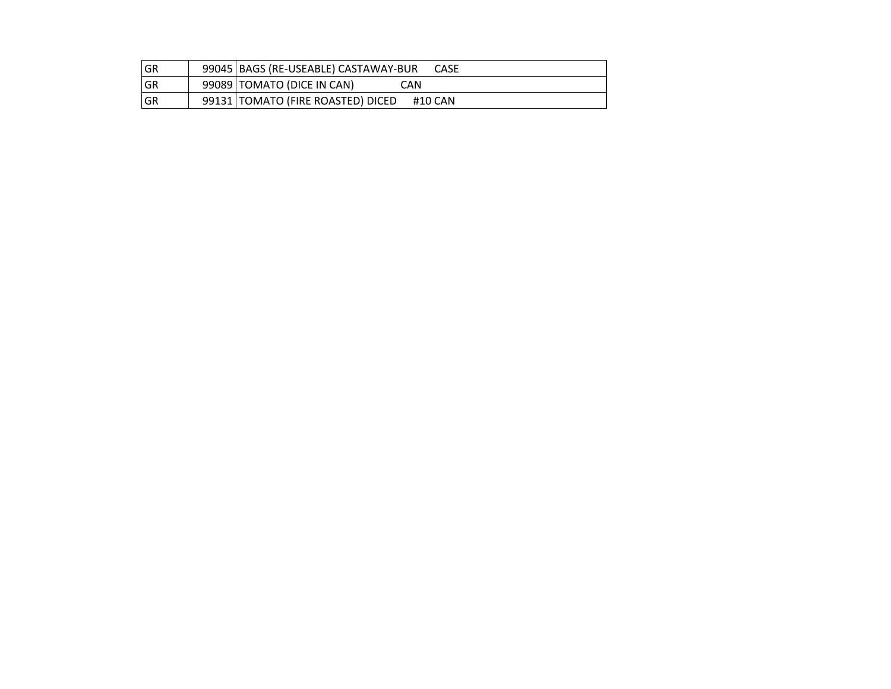| | | |
|---|---|---|
| GR | 99045 | BAGS (RE-USEABLE) CASTAWAY-BUR CASE |
| GR | 99089 | TOMATO (DICE IN CAN) CAN |
| GR | 99131 | TOMATO (FIRE ROASTED) DICED #10 CAN |